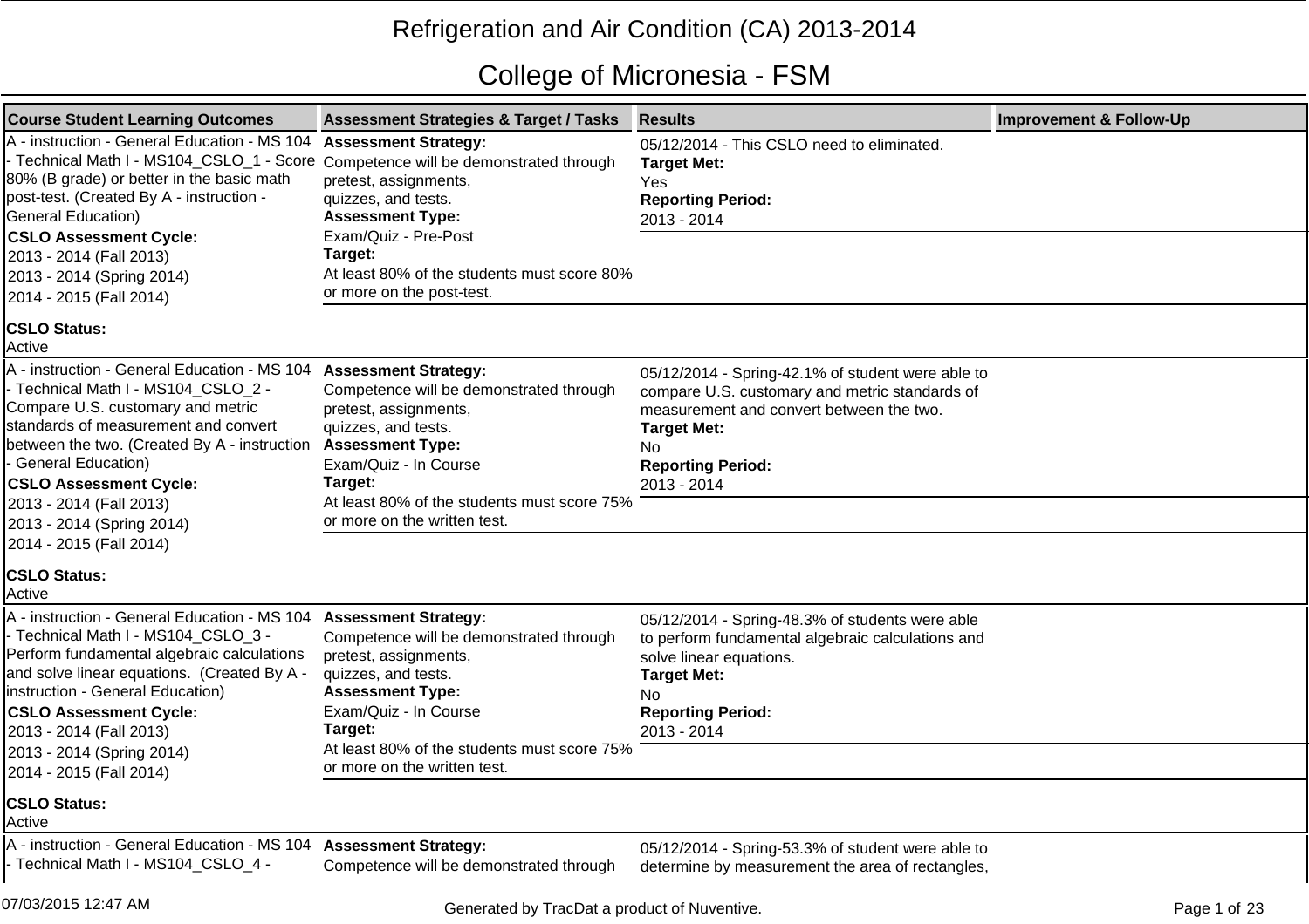# Refrigeration and Air Condition (CA) 2013-2014

## College of Micronesia - FSM

| Course Student Learning Outcomes | Assessment Strategies & Target / Tasks | Results | Improvement & Follow-Up |
|---|---|---|---|
| A - instruction - General Education - MS 104 - Technical Math I - MS104_CSLO_1 - Score 80% (B grade) or better in the basic math post-test. (Created By A - instruction - General Education)<br>**CSLO Assessment Cycle:**<br>2013 - 2014 (Fall 2013)<br>2013 - 2014 (Spring 2014)<br>2014 - 2015 (Fall 2014)<br>**CSLO Status:**<br>Active | **Assessment Strategy:**<br>Competence will be demonstrated through pretest, assignments, quizzes, and tests.<br>**Assessment Type:**<br>Exam/Quiz - Pre-Post<br>**Target:**<br>At least 80% of the students must score 80% or more on the post-test. | 05/12/2014 - This CSLO need to eliminated.<br>**Target Met:**<br>Yes<br>**Reporting Period:**<br>2013 - 2014 | |
| A - instruction - General Education - MS 104 - Technical Math I - MS104_CSLO_2 - Compare U.S. customary and metric standards of measurement and convert between the two. (Created By A - instruction - General Education)<br>**CSLO Assessment Cycle:**<br>2013 - 2014 (Fall 2013)<br>2013 - 2014 (Spring 2014)<br>2014 - 2015 (Fall 2014)<br>**CSLO Status:**<br>Active | **Assessment Strategy:**<br>Competence will be demonstrated through pretest, assignments, quizzes, and tests.<br>**Assessment Type:**<br>Exam/Quiz - In Course<br>**Target:**<br>At least 80% of the students must score 75% or more on the written test. | 05/12/2014 - Spring-42.1% of student were able to compare U.S. customary and metric standards of measurement and convert between the two.<br>**Target Met:**<br>No<br>**Reporting Period:**<br>2013 - 2014 | |
| A - instruction - General Education - MS 104 - Technical Math I - MS104_CSLO_3 - Perform fundamental algebraic calculations and solve linear equations. (Created By A - instruction - General Education)<br>**CSLO Assessment Cycle:**<br>2013 - 2014 (Fall 2013)<br>2013 - 2014 (Spring 2014)<br>2014 - 2015 (Fall 2014)<br>**CSLO Status:**<br>Active | **Assessment Strategy:**<br>Competence will be demonstrated through pretest, assignments, quizzes, and tests.<br>**Assessment Type:**<br>Exam/Quiz - In Course<br>**Target:**<br>At least 80% of the students must score 75% or more on the written test. | 05/12/2014 - Spring-48.3% of students were able to perform fundamental algebraic calculations and solve linear equations.<br>**Target Met:**<br>No<br>**Reporting Period:**<br>2013 - 2014 | |
| A - instruction - General Education - MS 104 - Technical Math I - MS104_CSLO_4 - | **Assessment Strategy:**<br>Competence will be demonstrated through | 05/12/2014 - Spring-53.3% of student were able to determine by measurement the area of rectangles, | |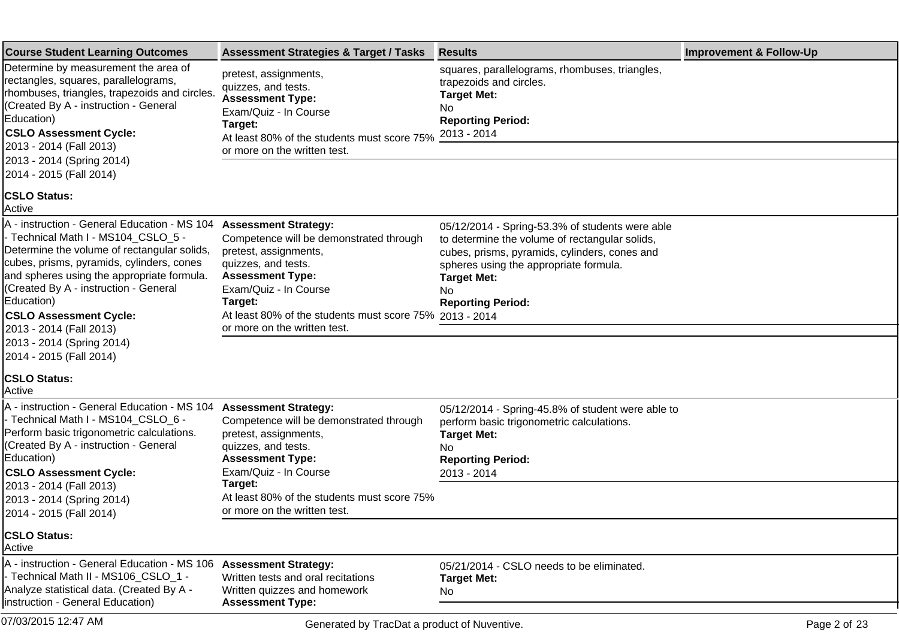| Course Student Learning Outcomes | Assessment Strategies & Target / Tasks | Results | Improvement & Follow-Up |
|---|---|---|---|
| Determine by measurement the area of rectangles, squares, parallelograms, rhombuses, triangles, trapezoids and circles. (Created By A - instruction - General Education)<br>**CSLO Assessment Cycle:**<br>2013 - 2014 (Fall 2013)<br>2013 - 2014 (Spring 2014)<br>2014 - 2015 (Fall 2014)<br>**CSLO Status:**<br>Active | pretest, assignments,<br>quizzes, and tests.<br>**Assessment Type:**<br>Exam/Quiz - In Course<br>**Target:**<br>At least 80% of the students must score 75% or more on the written test. | squares, parallelograms, rhombuses, triangles, trapezoids and circles.<br>**Target Met:**<br>No<br>**Reporting Period:**<br>2013 - 2014 | |
| A - instruction - General Education - MS 104 - Technical Math I - MS104_CSLO_5 - Determine the volume of rectangular solids, cubes, prisms, pyramids, cylinders, cones and spheres using the appropriate formula. (Created By A - instruction - General Education)<br>**CSLO Assessment Cycle:**<br>2013 - 2014 (Fall 2013)<br>2013 - 2014 (Spring 2014)<br>2014 - 2015 (Fall 2014)<br>**CSLO Status:**<br>Active | **Assessment Strategy:**<br>Competence will be demonstrated through pretest, assignments,<br>quizzes, and tests.<br>**Assessment Type:**<br>Exam/Quiz - In Course<br>**Target:**<br>At least 80% of the students must score 75% or more on the written test. | 05/12/2014 - Spring-53.3% of students were able to determine the volume of rectangular solids, cubes, prisms, pyramids, cylinders, cones and spheres using the appropriate formula.<br>**Target Met:**<br>No<br>**Reporting Period:**<br>2013 - 2014 | |
| A - instruction - General Education - MS 104 - Technical Math I - MS104_CSLO_6 - Perform basic trigonometric calculations. (Created By A - instruction - General Education)<br>**CSLO Assessment Cycle:**<br>2013 - 2014 (Fall 2013)<br>2013 - 2014 (Spring 2014)<br>2014 - 2015 (Fall 2014)<br>**CSLO Status:**<br>Active | **Assessment Strategy:**<br>Competence will be demonstrated through pretest, assignments,<br>quizzes, and tests.<br>**Assessment Type:**<br>Exam/Quiz - In Course<br>**Target:**<br>At least 80% of the students must score 75% or more on the written test. | 05/12/2014 - Spring-45.8% of student were able to perform basic trigonometric calculations.<br>**Target Met:**<br>No<br>**Reporting Period:**<br>2013 - 2014 | |
| A - instruction - General Education - MS 106 - Technical Math II - MS106_CSLO_1 - Analyze statistical data. (Created By A - instruction - General Education) | **Assessment Strategy:**<br>Written tests and oral recitations<br>Written quizzes and homework<br>**Assessment Type:** | 05/21/2014 - CSLO needs to be eliminated.<br>**Target Met:**<br>No | |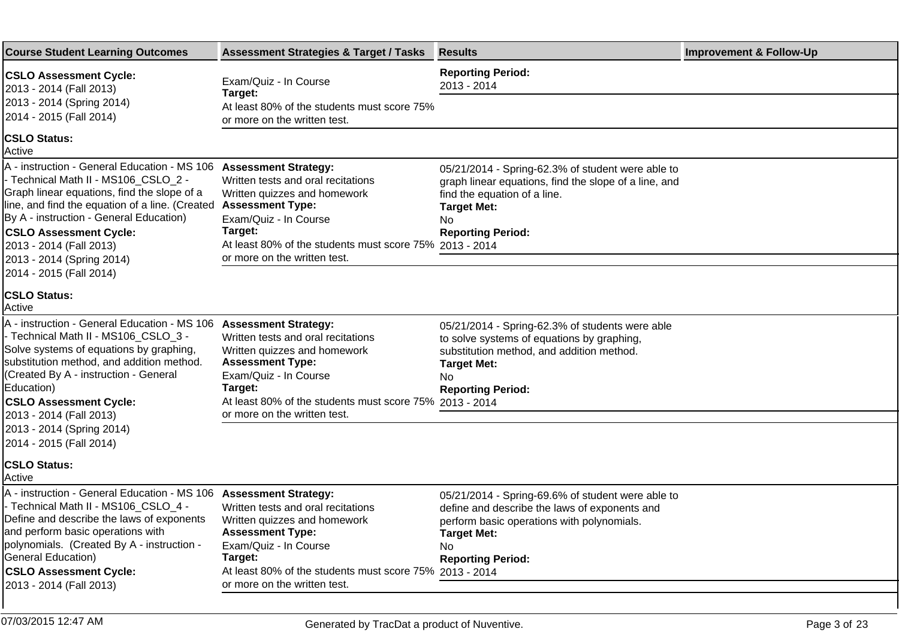| Course Student Learning Outcomes | Assessment Strategies & Target / Tasks | Results | Improvement & Follow-Up |
|---|---|---|---|
| **CSLO Assessment Cycle:**<br>2013 - 2014 (Fall 2013)<br>2013 - 2014 (Spring 2014)<br>2014 - 2015 (Fall 2014)<br>**CSLO Status:**<br>Active | Exam/Quiz - In Course<br>**Target:**<br>At least 80% of the students must score 75% or more on the written test. | **Reporting Period:**<br>2013 - 2014 | |
| A - instruction - General Education - MS 106 - Technical Math II - MS106_CSLO_2 - Graph linear equations, find the slope of a line, and find the equation of a line. (Created By A - instruction - General Education)<br>**CSLO Assessment Cycle:**<br>2013 - 2014 (Fall 2013)<br>2013 - 2014 (Spring 2014)<br>2014 - 2015 (Fall 2014)<br>**CSLO Status:**<br>Active | **Assessment Strategy:**<br>Written tests and oral recitations<br>Written quizzes and homework<br>**Assessment Type:**<br>Exam/Quiz - In Course<br>**Target:**<br>At least 80% of the students must score 75% or more on the written test. | 05/21/2014 - Spring-62.3% of student were able to graph linear equations, find the slope of a line, and find the equation of a line.<br>**Target Met:**<br>No<br>**Reporting Period:**<br>2013 - 2014 | |
| A - instruction - General Education - MS 106 - Technical Math II - MS106_CSLO_3 - Solve systems of equations by graphing, substitution method, and addition method. (Created By A - instruction - General Education)<br>**CSLO Assessment Cycle:**<br>2013 - 2014 (Fall 2013)<br>2013 - 2014 (Spring 2014)<br>2014 - 2015 (Fall 2014)<br>**CSLO Status:**<br>Active | **Assessment Strategy:**<br>Written tests and oral recitations<br>Written quizzes and homework<br>**Assessment Type:**<br>Exam/Quiz - In Course<br>**Target:**<br>At least 80% of the students must score 75% or more on the written test. | 05/21/2014 - Spring-62.3% of students were able to solve systems of equations by graphing, substitution method, and addition method.<br>**Target Met:**<br>No<br>**Reporting Period:**<br>2013 - 2014 | |
| A - instruction - General Education - MS 106 - Technical Math II - MS106_CSLO_4 - Define and describe the laws of exponents and perform basic operations with polynomials. (Created By A - instruction - General Education)<br>**CSLO Assessment Cycle:**<br>2013 - 2014 (Fall 2013) | **Assessment Strategy:**<br>Written tests and oral recitations<br>Written quizzes and homework<br>**Assessment Type:**<br>Exam/Quiz - In Course<br>**Target:**<br>At least 80% of the students must score 75% or more on the written test. | 05/21/2014 - Spring-69.6% of student were able to define and describe the laws of exponents and perform basic operations with polynomials.<br>**Target Met:**<br>No<br>**Reporting Period:**<br>2013 - 2014 | |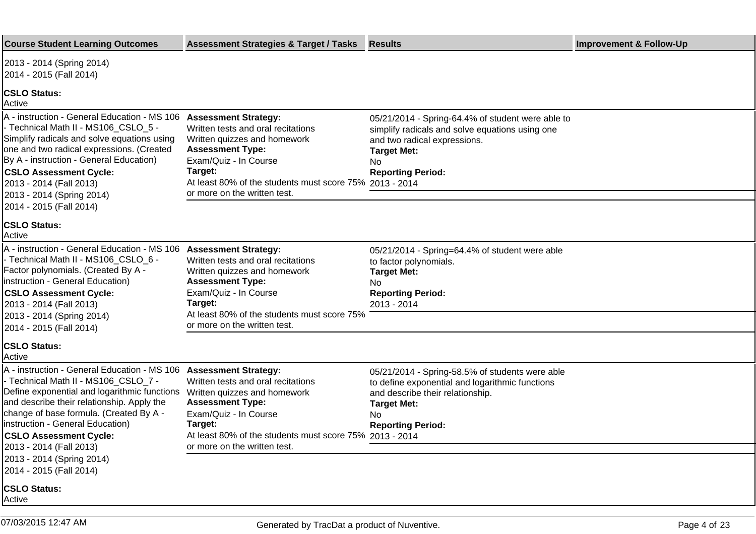| Course Student Learning Outcomes | Assessment Strategies & Target / Tasks | Results | Improvement & Follow-Up |
|---|---|---|---|
| 2013 - 2014 (Spring 2014)<br>2014 - 2015 (Fall 2014)<br>**CSLO Status:**<br>Active | | | |
| A - instruction - General Education - MS 106 - Technical Math II - MS106_CSLO_5 - Simplify radicals and solve equations using one and two radical expressions. (Created By A - instruction - General Education)<br>**CSLO Assessment Cycle:**<br>2013 - 2014 (Fall 2013)<br>2013 - 2014 (Spring 2014)<br>2014 - 2015 (Fall 2014)<br>**CSLO Status:**<br>Active | **Assessment Strategy:**<br>Written tests and oral recitations<br>Written quizzes and homework<br>**Assessment Type:**<br>Exam/Quiz - In Course<br>**Target:**<br>At least 80% of the students must score 75% or more on the written test. | 05/21/2014 - Spring-64.4% of student were able to simplify radicals and solve equations using one and two radical expressions.<br>**Target Met:**<br>No<br>**Reporting Period:**<br>2013 - 2014 | |
| A - instruction - General Education - MS 106 - Technical Math II - MS106_CSLO_6 - Factor polynomials. (Created By A - instruction - General Education)<br>**CSLO Assessment Cycle:**<br>2013 - 2014 (Fall 2013)<br>2013 - 2014 (Spring 2014)<br>2014 - 2015 (Fall 2014)<br>**CSLO Status:**<br>Active | **Assessment Strategy:**<br>Written tests and oral recitations<br>Written quizzes and homework<br>**Assessment Type:**<br>Exam/Quiz - In Course<br>**Target:**<br>At least 80% of the students must score 75% or more on the written test. | 05/21/2014 - Spring=64.4% of student were able to factor polynomials.<br>**Target Met:**<br>No<br>**Reporting Period:**<br>2013 - 2014 | |
| A - instruction - General Education - MS 106 - Technical Math II - MS106_CSLO_7 - Define exponential and logarithmic functions and describe their relationship. Apply the change of base formula. (Created By A - instruction - General Education)<br>**CSLO Assessment Cycle:**<br>2013 - 2014 (Fall 2013)<br>2013 - 2014 (Spring 2014)<br>2014 - 2015 (Fall 2014)<br>**CSLO Status:**<br>Active | **Assessment Strategy:**<br>Written tests and oral recitations<br>Written quizzes and homework<br>**Assessment Type:**<br>Exam/Quiz - In Course<br>**Target:**<br>At least 80% of the students must score 75% or more on the written test. | 05/21/2014 - Spring-58.5% of students were able to define exponential and logarithmic functions and describe their relationship.<br>**Target Met:**<br>No<br>**Reporting Period:**<br>2013 - 2014 | |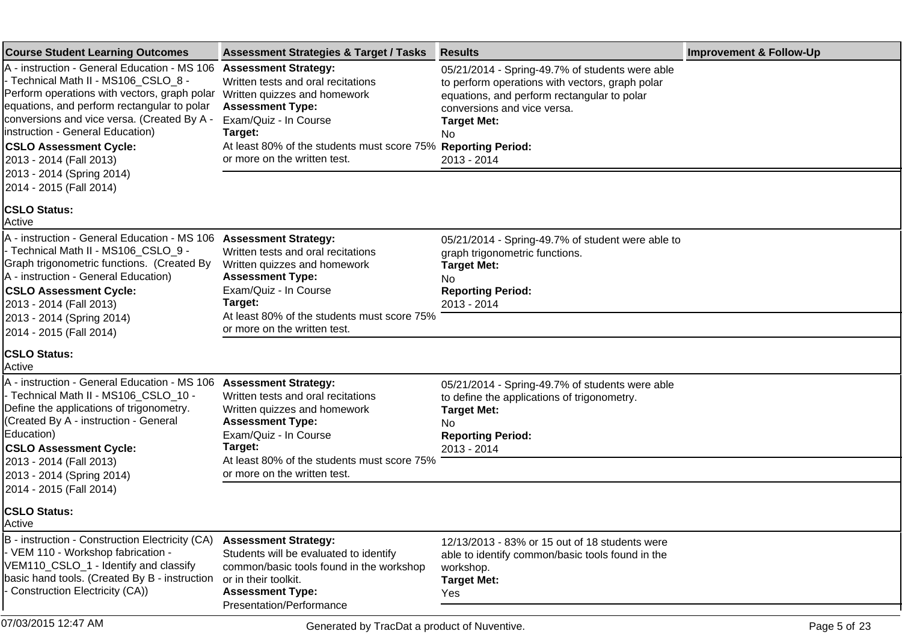| Course Student Learning Outcomes | Assessment Strategies & Target / Tasks | Results | Improvement & Follow-Up |
|---|---|---|---|
| A - instruction - General Education - MS 106 - Technical Math II - MS106_CSLO_8 - Perform operations with vectors, graph polar equations, and perform rectangular to polar conversions and vice versa. (Created By A - instruction - General Education)<br>**CSLO Assessment Cycle:**<br>2013 - 2014 (Fall 2013)<br>2013 - 2014 (Spring 2014)<br>2014 - 2015 (Fall 2014)<br>**CSLO Status:**<br>Active | **Assessment Strategy:**<br>Written tests and oral recitations<br>Written quizzes and homework<br>**Assessment Type:**<br>Exam/Quiz - In Course<br>**Target:**<br>At least 80% of the students must score 75% or more on the written test. | 05/21/2014 - Spring-49.7% of students were able to perform operations with vectors, graph polar equations, and perform rectangular to polar conversions and vice versa.<br>**Target Met:**<br>No<br>**Reporting Period:**<br>2013 - 2014 | |
| A - instruction - General Education - MS 106 - Technical Math II - MS106_CSLO_9 - Graph trigonometric functions. (Created By A - instruction - General Education)<br>**CSLO Assessment Cycle:**<br>2013 - 2014 (Fall 2013)<br>2013 - 2014 (Spring 2014)<br>2014 - 2015 (Fall 2014)<br>**CSLO Status:**<br>Active | **Assessment Strategy:**<br>Written tests and oral recitations<br>Written quizzes and homework<br>**Assessment Type:**<br>Exam/Quiz - In Course<br>**Target:**<br>At least 80% of the students must score 75% or more on the written test. | 05/21/2014 - Spring-49.7% of student were able to graph trigonometric functions.<br>**Target Met:**<br>No<br>**Reporting Period:**<br>2013 - 2014 | |
| A - instruction - General Education - MS 106 - Technical Math II - MS106_CSLO_10 - Define the applications of trigonometry. (Created By A - instruction - General Education)<br>**CSLO Assessment Cycle:**<br>2013 - 2014 (Fall 2013)<br>2013 - 2014 (Spring 2014)<br>2014 - 2015 (Fall 2014)<br>**CSLO Status:**<br>Active | **Assessment Strategy:**<br>Written tests and oral recitations<br>Written quizzes and homework<br>**Assessment Type:**<br>Exam/Quiz - In Course<br>**Target:**<br>At least 80% of the students must score 75% or more on the written test. | 05/21/2014 - Spring-49.7% of students were able to define the applications of trigonometry.<br>**Target Met:**<br>No<br>**Reporting Period:**<br>2013 - 2014 | |
| B - instruction - Construction Electricity (CA) - VEM 110 - Workshop fabrication - VEM110_CSLO_1 - Identify and classify basic hand tools. (Created By B - instruction - Construction Electricity (CA)) | **Assessment Strategy:**<br>Students will be evaluated to identify common/basic tools found in the workshop or in their toolkit.<br>**Assessment Type:**<br>Presentation/Performance | 12/13/2013 - 83% or 15 out of 18 students were able to identify common/basic tools found in the workshop.<br>**Target Met:**<br>Yes | |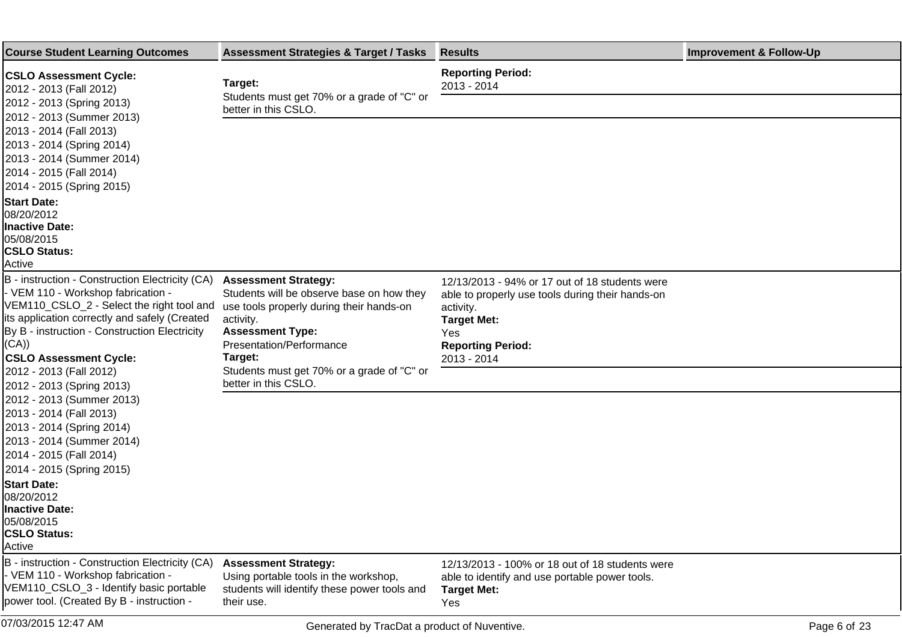| Course Student Learning Outcomes | Assessment Strategies & Target / Tasks | Results | Improvement & Follow-Up |
|---|---|---|---|
| **CSLO Assessment Cycle:**<br>2012 - 2013 (Fall 2012)<br>2012 - 2013 (Spring 2013)<br>2012 - 2013 (Summer 2013)<br>2013 - 2014 (Fall 2013)<br>2013 - 2014 (Spring 2014)<br>2013 - 2014 (Summer 2014)<br>2014 - 2015 (Fall 2014)<br>2014 - 2015 (Spring 2015)<br>**Start Date:**<br>08/20/2012<br>**Inactive Date:**<br>05/08/2015<br>**CSLO Status:**<br>Active | **Target:**<br>Students must get 70% or a grade of "C" or better in this CSLO. | **Reporting Period:**<br>2013 - 2014 | |
| B - instruction - Construction Electricity (CA) - VEM 110 - Workshop fabrication - VEM110_CSLO_2 - Select the right tool and its application correctly and safely (Created By B - instruction - Construction Electricity (CA))<br>**CSLO Assessment Cycle:**<br>2012 - 2013 (Fall 2012)<br>2012 - 2013 (Spring 2013)<br>2012 - 2013 (Summer 2013)<br>2013 - 2014 (Fall 2013)<br>2013 - 2014 (Spring 2014)<br>2013 - 2014 (Summer 2014)<br>2014 - 2015 (Fall 2014)<br>2014 - 2015 (Spring 2015)<br>**Start Date:**<br>08/20/2012<br>**Inactive Date:**<br>05/08/2015<br>**CSLO Status:**<br>Active | **Assessment Strategy:**<br>Students will be observe base on how they use tools properly during their hands-on activity.<br>**Assessment Type:**<br>Presentation/Performance<br>**Target:**<br>Students must get 70% or a grade of "C" or better in this CSLO. | 12/13/2013 - 94% or 17 out of 18 students were able to properly use tools during their hands-on activity.<br>**Target Met:**<br>Yes<br>**Reporting Period:**<br>2013 - 2014 | |
| B - instruction - Construction Electricity (CA) - VEM 110 - Workshop fabrication - VEM110_CSLO_3 - Identify basic portable power tool. (Created By B - instruction - | **Assessment Strategy:**<br>Using portable tools in the workshop, students will identify these power tools and their use. | 12/13/2013 - 100% or 18 out of 18 students were able to identify and use portable power tools.<br>**Target Met:**<br>Yes | |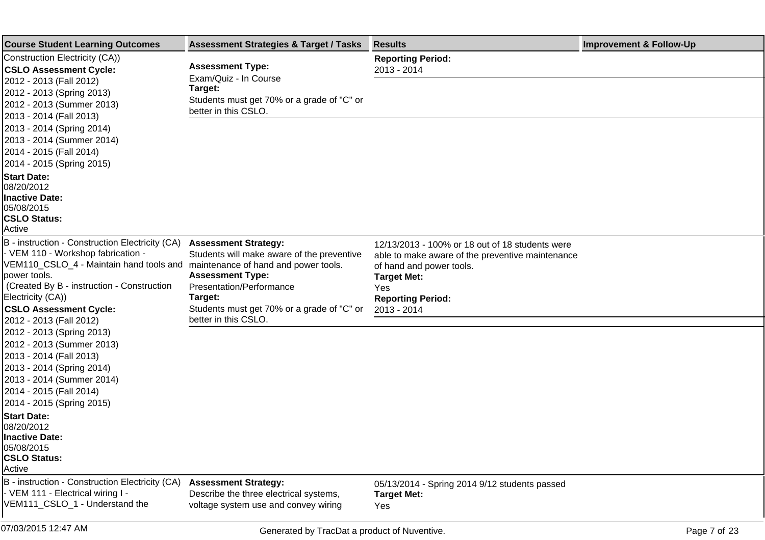| Course Student Learning Outcomes | Assessment Strategies & Target / Tasks | Results | Improvement & Follow-Up |
|---|---|---|---|
| Construction Electricity (CA))<br>**CSLO Assessment Cycle:**<br>2012 - 2013 (Fall 2012)<br>2012 - 2013 (Spring 2013)<br>2012 - 2013 (Summer 2013)<br>2013 - 2014 (Fall 2013)<br>2013 - 2014 (Spring 2014)<br>2013 - 2014 (Summer 2014)<br>2014 - 2015 (Fall 2014)<br>2014 - 2015 (Spring 2015)<br>**Start Date:**<br>08/20/2012<br>**Inactive Date:**<br>05/08/2015<br>**CSLO Status:**<br>Active | **Assessment Type:**<br>Exam/Quiz - In Course<br>**Target:**<br>Students must get 70% or a grade of "C" or better in this CSLO. | **Reporting Period:**<br>2013 - 2014 | |
| B - instruction - Construction Electricity (CA) - VEM 110 - Workshop fabrication - VEM110_CSLO_4 - Maintain hand tools and power tools.<br>(Created By B - instruction - Construction Electricity (CA))<br>**CSLO Assessment Cycle:**<br>2012 - 2013 (Fall 2012)<br>2012 - 2013 (Spring 2013)<br>2012 - 2013 (Summer 2013)<br>2013 - 2014 (Fall 2013)<br>2013 - 2014 (Spring 2014)<br>2013 - 2014 (Summer 2014)<br>2014 - 2015 (Fall 2014)<br>2014 - 2015 (Spring 2015)<br>**Start Date:**<br>08/20/2012<br>**Inactive Date:**<br>05/08/2015<br>**CSLO Status:**<br>Active | **Assessment Strategy:**<br>Students will make aware of the preventive maintenance of hand and power tools.<br>**Assessment Type:**<br>Presentation/Performance<br>**Target:**<br>Students must get 70% or a grade of "C" or better in this CSLO. | 12/13/2013 - 100% or 18 out of 18 students were able to make aware of the preventive maintenance of hand and power tools.<br>**Target Met:**<br>Yes<br>**Reporting Period:**<br>2013 - 2014 | |
| B - instruction - Construction Electricity (CA) - VEM 111 - Electrical wiring I - VEM111_CSLO_1 - Understand the | **Assessment Strategy:**<br>Describe the three electrical systems, voltage system use and convey wiring | 05/13/2014 - Spring 2014 9/12 students passed<br>**Target Met:**<br>Yes | |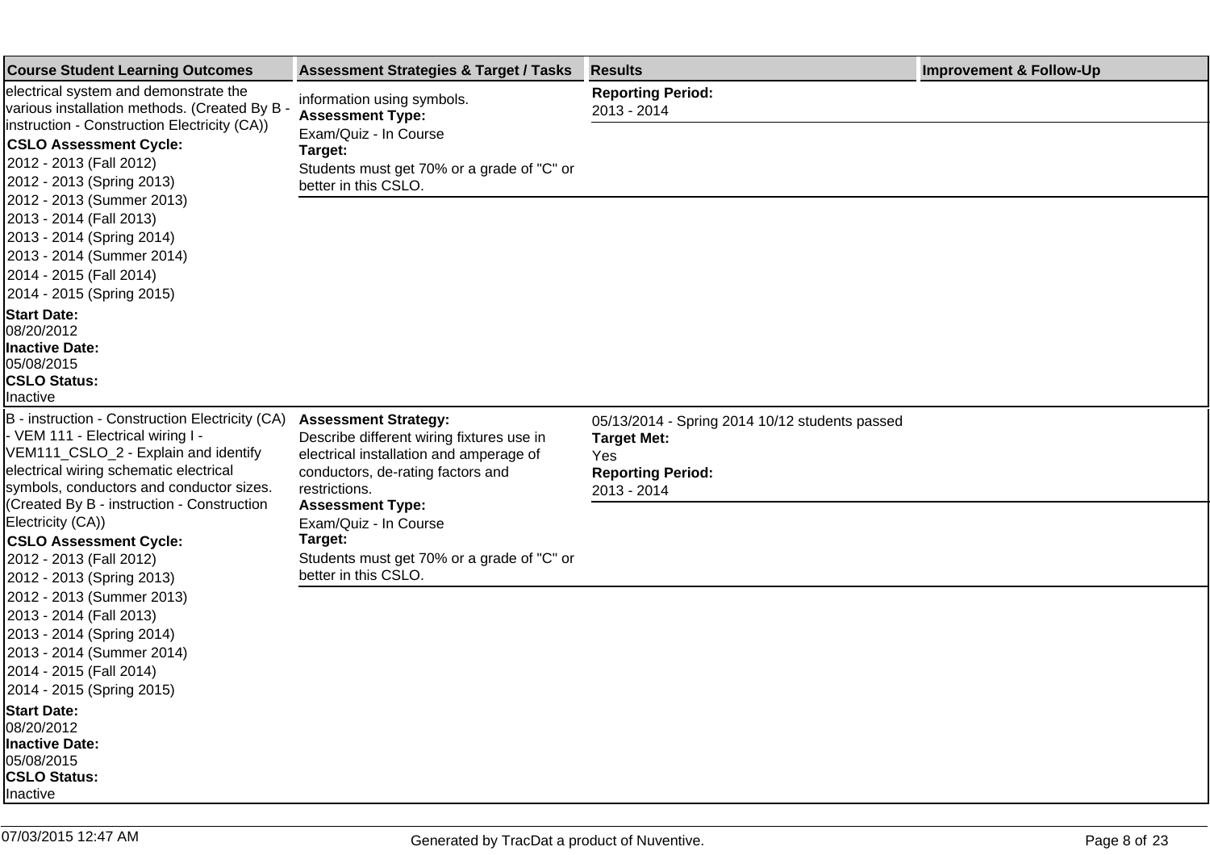| Course Student Learning Outcomes | Assessment Strategies & Target / Tasks | Results | Improvement & Follow-Up |
|---|---|---|---|
| electrical system and demonstrate the various installation methods. (Created By B - instruction - Construction Electricity (CA)) **CSLO Assessment Cycle:** 2012 - 2013 (Fall 2012) 2012 - 2013 (Spring 2013) 2012 - 2013 (Summer 2013) 2013 - 2014 (Fall 2013) 2013 - 2014 (Spring 2014) 2013 - 2014 (Summer 2014) 2014 - 2015 (Fall 2014) 2014 - 2015 (Spring 2015) **Start Date:** 08/20/2012 **Inactive Date:** 05/08/2015 **CSLO Status:** Inactive | information using symbols. **Assessment Type:** Exam/Quiz - In Course **Target:** Students must get 70% or a grade of "C" or better in this CSLO. | **Reporting Period:** 2013 - 2014 | |
| B - instruction - Construction Electricity (CA) - VEM 111 - Electrical wiring I - VEM111_CSLO_2 - Explain and identify electrical wiring schematic electrical symbols, conductors and conductor sizes. (Created By B - instruction - Construction Electricity (CA)) **CSLO Assessment Cycle:** 2012 - 2013 (Fall 2012) 2012 - 2013 (Spring 2013) 2012 - 2013 (Summer 2013) 2013 - 2014 (Fall 2013) 2013 - 2014 (Spring 2014) 2013 - 2014 (Summer 2014) 2014 - 2015 (Fall 2014) 2014 - 2015 (Spring 2015) **Start Date:** 08/20/2012 **Inactive Date:** 05/08/2015 **CSLO Status:** Inactive | **Assessment Strategy:** Describe different wiring fixtures use in electrical installation and amperage of conductors, de-rating factors and restrictions. **Assessment Type:** Exam/Quiz - In Course **Target:** Students must get 70% or a grade of "C" or better in this CSLO. | 05/13/2014 - Spring 2014 10/12 students passed **Target Met:** Yes **Reporting Period:** 2013 - 2014 | |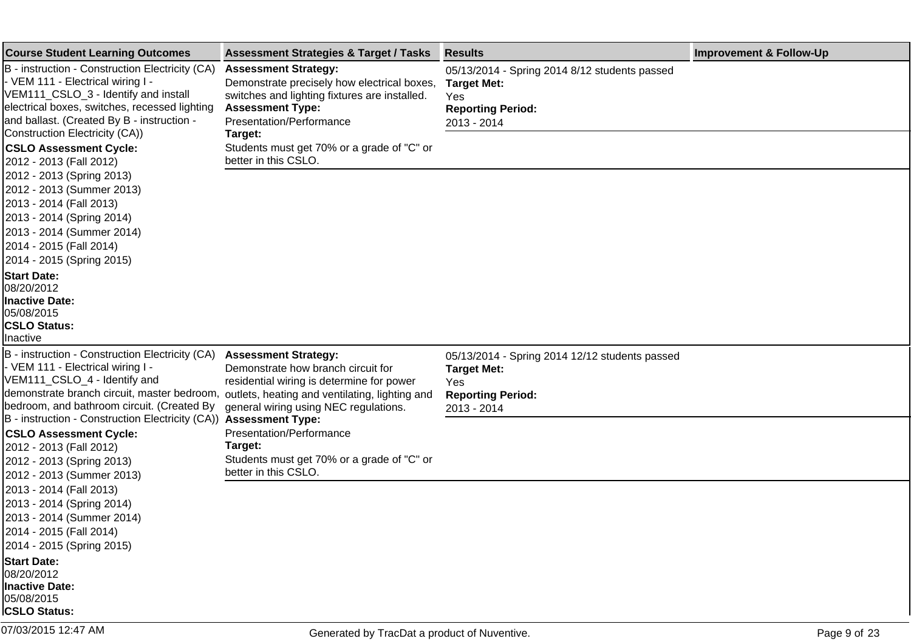| Course Student Learning Outcomes | Assessment Strategies & Target / Tasks | Results | Improvement & Follow-Up |
|---|---|---|---|
| B - instruction - Construction Electricity (CA) - VEM 111 - Electrical wiring I - VEM111_CSLO_3 - Identify and install electrical boxes, switches, recessed lighting and ballast. (Created By B - instruction - Construction Electricity (CA))<br>**CSLO Assessment Cycle:**<br>2012 - 2013 (Fall 2012)<br>2012 - 2013 (Spring 2013)<br>2012 - 2013 (Summer 2013)<br>2013 - 2014 (Fall 2013)<br>2013 - 2014 (Spring 2014)<br>2013 - 2014 (Summer 2014)<br>2014 - 2015 (Fall 2014)<br>2014 - 2015 (Spring 2015)<br>**Start Date:**<br>08/20/2012<br>**Inactive Date:**<br>05/08/2015<br>**CSLO Status:**<br>Inactive | **Assessment Strategy:**<br>Demonstrate precisely how electrical boxes, switches and lighting fixtures are installed.<br>**Assessment Type:**<br>Presentation/Performance<br>**Target:**<br>Students must get 70% or a grade of "C" or better in this CSLO. | 05/13/2014 - Spring 2014 8/12 students passed<br>**Target Met:**<br>Yes<br>**Reporting Period:**<br>2013 - 2014 | |
| B - instruction - Construction Electricity (CA) - VEM 111 - Electrical wiring I - VEM111_CSLO_4 - Identify and demonstrate branch circuit, master bedroom, bedroom, and bathroom circuit. (Created By B - instruction - Construction Electricity (CA))<br>**CSLO Assessment Cycle:**<br>2012 - 2013 (Fall 2012)<br>2012 - 2013 (Spring 2013)<br>2012 - 2013 (Summer 2013)<br>2013 - 2014 (Fall 2013)<br>2013 - 2014 (Spring 2014)<br>2013 - 2014 (Summer 2014)<br>2014 - 2015 (Fall 2014)<br>2014 - 2015 (Spring 2015)<br>**Start Date:**<br>08/20/2012<br>**Inactive Date:**<br>05/08/2015<br>**CSLO Status:** | **Assessment Strategy:**<br>Demonstrate how branch circuit for residential wiring is determine for power outlets, heating and ventilating, lighting and general wiring using NEC regulations.<br>**Assessment Type:**<br>Presentation/Performance<br>**Target:**<br>Students must get 70% or a grade of "C" or better in this CSLO. | 05/13/2014 - Spring 2014 12/12 students passed<br>**Target Met:**<br>Yes<br>**Reporting Period:**<br>2013 - 2014 | |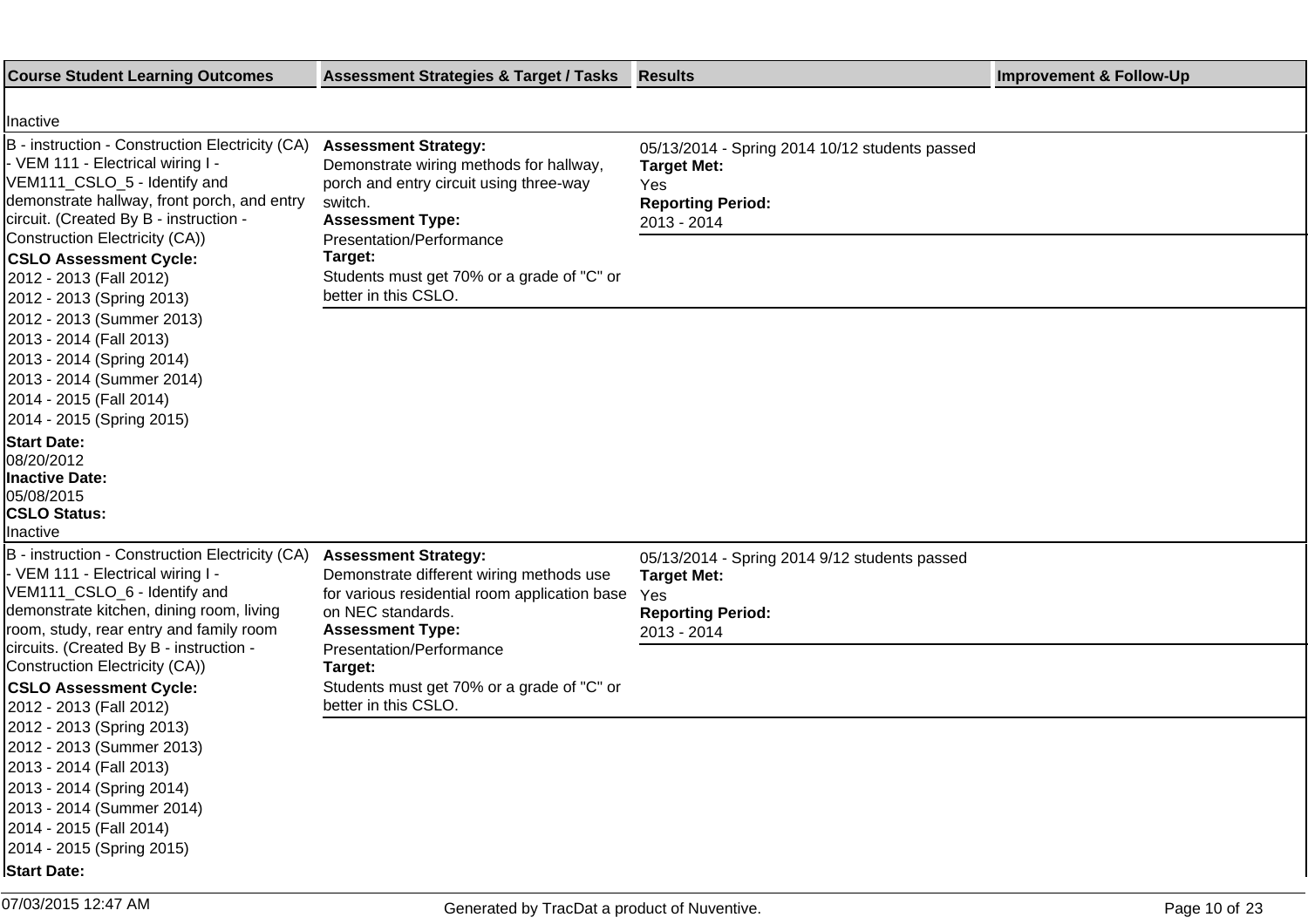| Course Student Learning Outcomes | Assessment Strategies & Target / Tasks | Results | Improvement & Follow-Up |
|---|---|---|---|
| Inactive | | | |
| B - instruction - Construction Electricity (CA) - VEM 111 - Electrical wiring I - VEM111_CSLO_5 - Identify and demonstrate hallway, front porch, and entry circuit. (Created By B - instruction - Construction Electricity (CA))<br>**CSLO Assessment Cycle:**<br>2012 - 2013 (Fall 2012)<br>2012 - 2013 (Spring 2013)<br>2012 - 2013 (Summer 2013)<br>2013 - 2014 (Fall 2013)<br>2013 - 2014 (Spring 2014)<br>2013 - 2014 (Summer 2014)<br>2014 - 2015 (Fall 2014)<br>2014 - 2015 (Spring 2015)<br>**Start Date:**<br>08/20/2012<br>**Inactive Date:**<br>05/08/2015<br>**CSLO Status:**<br>Inactive | **Assessment Strategy:**<br>Demonstrate wiring methods for hallway, porch and entry circuit using three-way switch.<br>**Assessment Type:**<br>Presentation/Performance<br>**Target:**<br>Students must get 70% or a grade of "C" or better in this CSLO. | 05/13/2014 - Spring 2014 10/12 students passed<br>**Target Met:**<br>Yes<br>**Reporting Period:**<br>2013 - 2014 | |
| B - instruction - Construction Electricity (CA) - VEM 111 - Electrical wiring I - VEM111_CSLO_6 - Identify and demonstrate kitchen, dining room, living room, study, rear entry and family room circuits. (Created By B - instruction - Construction Electricity (CA))<br>**CSLO Assessment Cycle:**<br>2012 - 2013 (Fall 2012)<br>2012 - 2013 (Spring 2013)<br>2012 - 2013 (Summer 2013)<br>2013 - 2014 (Fall 2013)<br>2013 - 2014 (Spring 2014)<br>2013 - 2014 (Summer 2014)<br>2014 - 2015 (Fall 2014)<br>2014 - 2015 (Spring 2015)<br>**Start Date:** | **Assessment Strategy:**<br>Demonstrate different wiring methods use for various residential room application base on NEC standards.<br>**Assessment Type:**<br>Presentation/Performance<br>**Target:**<br>Students must get 70% or a grade of "C" or better in this CSLO. | 05/13/2014 - Spring 2014 9/12 students passed<br>**Target Met:**<br>Yes<br>**Reporting Period:**<br>2013 - 2014 | |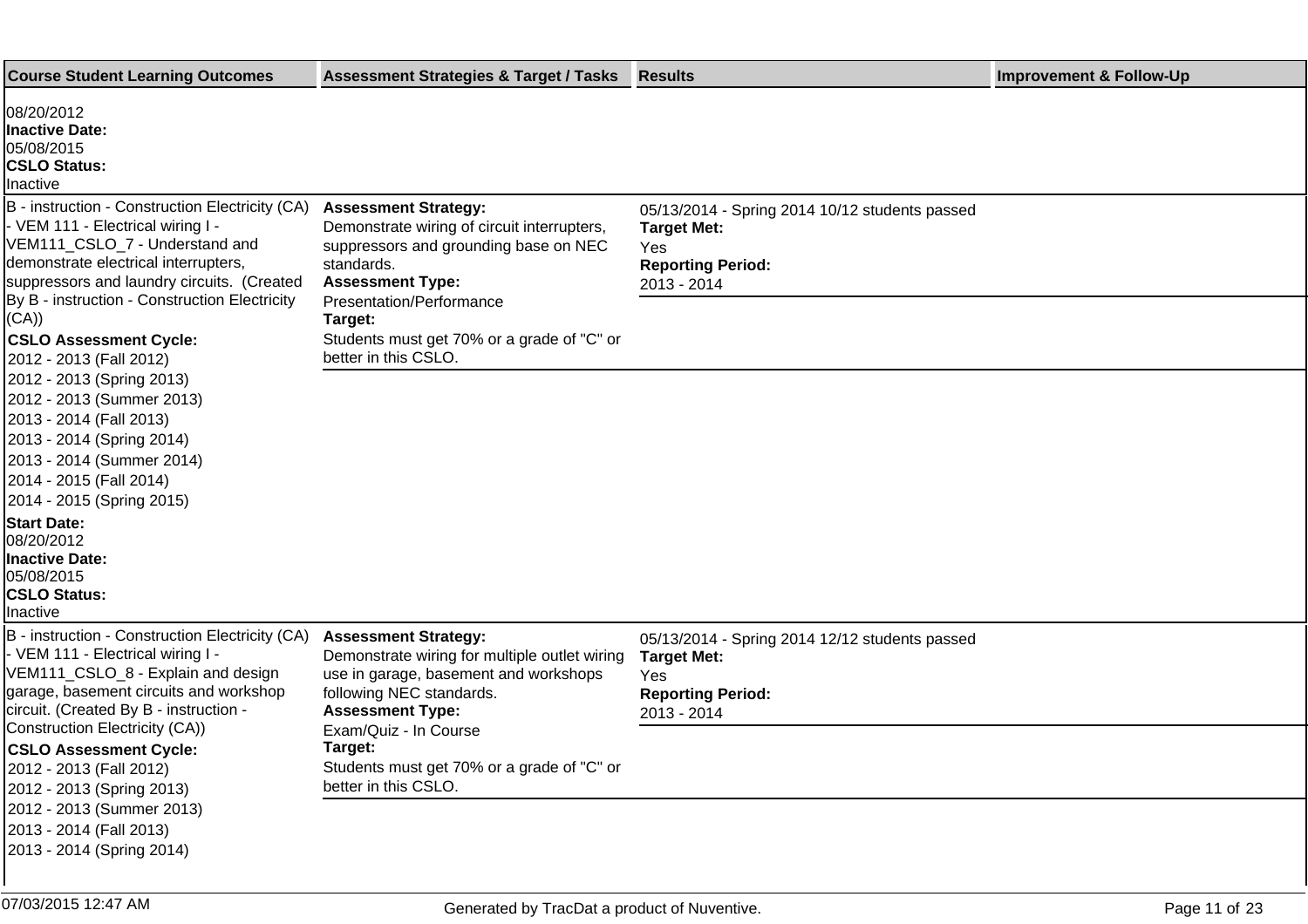| Course Student Learning Outcomes | Assessment Strategies & Target / Tasks | Results | Improvement & Follow-Up |
| --- | --- | --- | --- |
| 08/20/2012<br>**Inactive Date:**<br>05/08/2015<br>**CSLO Status:**<br>Inactive | | | |
| B - instruction - Construction Electricity (CA) - VEM 111 - Electrical wiring I - VEM111_CSLO_7 - Understand and demonstrate electrical interrupters, suppressors and laundry circuits. (Created By B - instruction - Construction Electricity (CA))<br>**CSLO Assessment Cycle:**<br>2012 - 2013 (Fall 2012)<br>2012 - 2013 (Spring 2013)<br>2012 - 2013 (Summer 2013)<br>2013 - 2014 (Fall 2013)<br>2013 - 2014 (Spring 2014)<br>2013 - 2014 (Summer 2014)<br>2014 - 2015 (Fall 2014)<br>2014 - 2015 (Spring 2015)<br>**Start Date:**<br>08/20/2012<br>**Inactive Date:**<br>05/08/2015<br>**CSLO Status:**<br>Inactive | **Assessment Strategy:**<br>Demonstrate wiring of circuit interrupters, suppressors and grounding base on NEC standards.<br>**Assessment Type:**<br>Presentation/Performance<br>**Target:**<br>Students must get 70% or a grade of "C" or better in this CSLO. | 05/13/2014 - Spring 2014 10/12 students passed<br>**Target Met:**<br>Yes<br>**Reporting Period:**<br>2013 - 2014 | |
| B - instruction - Construction Electricity (CA) - VEM 111 - Electrical wiring I - VEM111_CSLO_8 - Explain and design garage, basement circuits and workshop circuit. (Created By B - instruction - Construction Electricity (CA))<br>**CSLO Assessment Cycle:**<br>2012 - 2013 (Fall 2012)<br>2012 - 2013 (Spring 2013)<br>2012 - 2013 (Summer 2013)<br>2013 - 2014 (Fall 2013)<br>2013 - 2014 (Spring 2014) | **Assessment Strategy:**<br>Demonstrate wiring for multiple outlet wiring use in garage, basement and workshops following NEC standards.<br>**Assessment Type:**<br>Exam/Quiz - In Course<br>**Target:**<br>Students must get 70% or a grade of "C" or better in this CSLO. | 05/13/2014 - Spring 2014 12/12 students passed<br>**Target Met:**<br>Yes<br>**Reporting Period:**<br>2013 - 2014 | |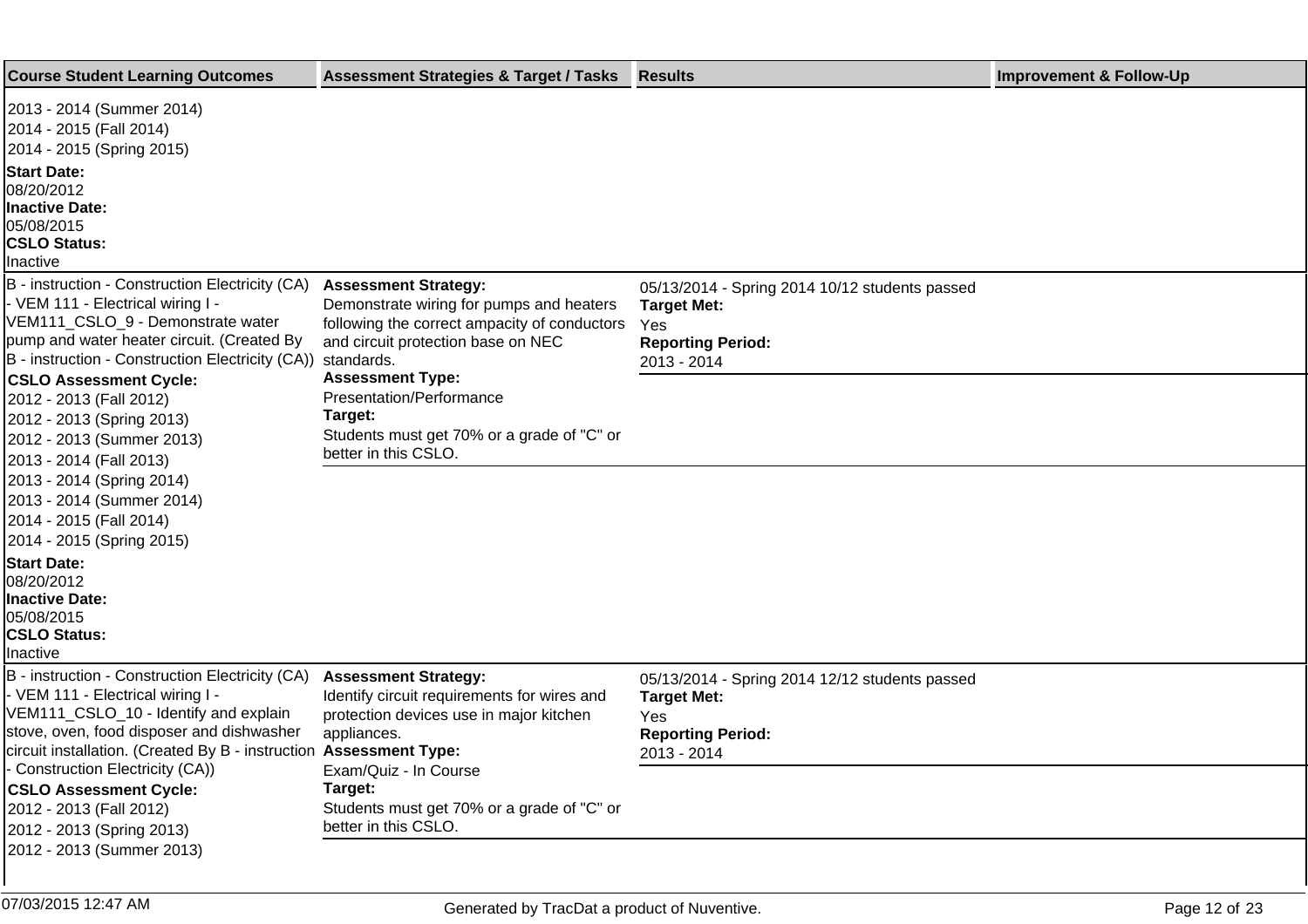| Course Student Learning Outcomes | Assessment Strategies & Target / Tasks | Results | Improvement & Follow-Up |
|---|---|---|---|
| 2013 - 2014 (Summer 2014)<br>2014 - 2015 (Fall 2014)<br>2014 - 2015 (Spring 2015)<br>**Start Date:**<br>08/20/2012<br>**Inactive Date:**<br>05/08/2015<br>**CSLO Status:**<br>Inactive | | | |
| B - instruction - Construction Electricity (CA) - VEM 111 - Electrical wiring I - VEM111_CSLO_9 - Demonstrate water pump and water heater circuit. (Created By B - instruction - Construction Electricity (CA))<br>**CSLO Assessment Cycle:**<br>2012 - 2013 (Fall 2012)<br>2012 - 2013 (Spring 2013)<br>2012 - 2013 (Summer 2013)<br>2013 - 2014 (Fall 2013)<br>2013 - 2014 (Spring 2014)<br>2013 - 2014 (Summer 2014)<br>2014 - 2015 (Fall 2014)<br>2014 - 2015 (Spring 2015)<br>**Start Date:**<br>08/20/2012<br>**Inactive Date:**<br>05/08/2015<br>**CSLO Status:**<br>Inactive | **Assessment Strategy:**<br>Demonstrate wiring for pumps and heaters following the correct ampacity of conductors and circuit protection base on NEC standards.<br>**Assessment Type:**<br>Presentation/Performance<br>**Target:**<br>Students must get 70% or a grade of "C" or better in this CSLO. | 05/13/2014 - Spring 2014 10/12 students passed<br>**Target Met:**<br>Yes<br>**Reporting Period:**<br>2013 - 2014 | |
| B - instruction - Construction Electricity (CA) - VEM 111 - Electrical wiring I - VEM111_CSLO_10 - Identify and explain stove, oven, food disposer and dishwasher circuit installation. (Created By B - instruction - Construction Electricity (CA))<br>**CSLO Assessment Cycle:**<br>2012 - 2013 (Fall 2012)<br>2012 - 2013 (Spring 2013)<br>2012 - 2013 (Summer 2013) | **Assessment Strategy:**<br>Identify circuit requirements for wires and protection devices use in major kitchen appliances.<br>**Assessment Type:**<br>Exam/Quiz - In Course<br>**Target:**<br>Students must get 70% or a grade of "C" or better in this CSLO. | 05/13/2014 - Spring 2014 12/12 students passed<br>**Target Met:**<br>Yes<br>**Reporting Period:**<br>2013 - 2014 | |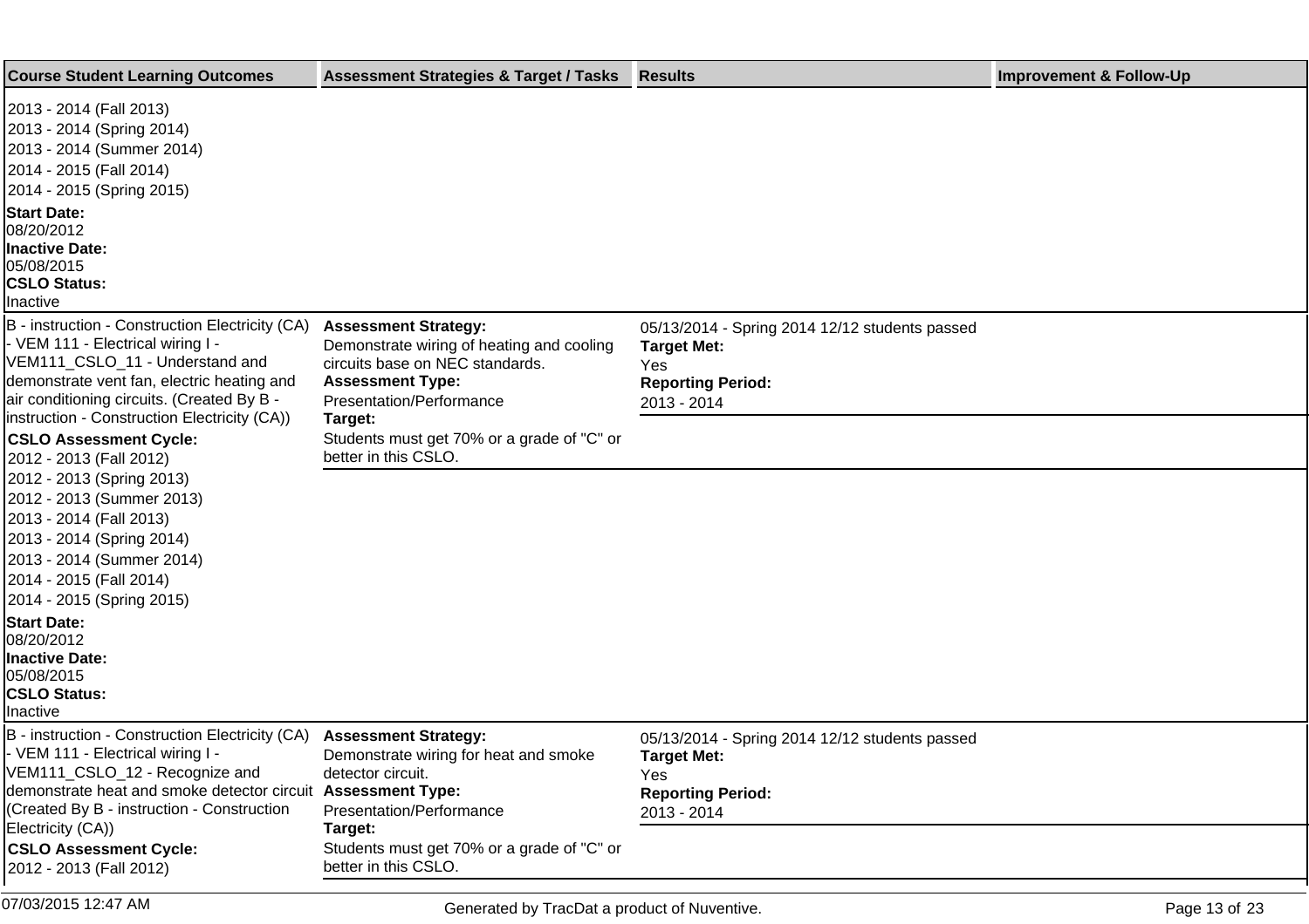| Course Student Learning Outcomes | Assessment Strategies & Target / Tasks | Results | Improvement & Follow-Up |
|---|---|---|---|
| 2013 - 2014 (Fall 2013)<br>2013 - 2014 (Spring 2014)<br>2013 - 2014 (Summer 2014)<br>2014 - 2015 (Fall 2014)<br>2014 - 2015 (Spring 2015)<br>**Start Date:**<br>08/20/2012<br>**Inactive Date:**<br>05/08/2015<br>**CSLO Status:**<br>Inactive | | | |
| B - instruction - Construction Electricity (CA) - VEM 111 - Electrical wiring I - VEM111_CSLO_11 - Understand and demonstrate vent fan, electric heating and air conditioning circuits. (Created By B - instruction - Construction Electricity (CA))<br>**CSLO Assessment Cycle:**<br>2012 - 2013 (Fall 2012)<br>2012 - 2013 (Spring 2013)<br>2012 - 2013 (Summer 2013)<br>2013 - 2014 (Fall 2013)<br>2013 - 2014 (Spring 2014)<br>2013 - 2014 (Summer 2014)<br>2014 - 2015 (Fall 2014)<br>2014 - 2015 (Spring 2015)<br>**Start Date:**<br>08/20/2012<br>**Inactive Date:**<br>05/08/2015<br>**CSLO Status:**<br>Inactive | **Assessment Strategy:**<br>Demonstrate wiring of heating and cooling circuits base on NEC standards.<br>**Assessment Type:**<br>Presentation/Performance<br>**Target:**<br>Students must get 70% or a grade of "C" or better in this CSLO. | 05/13/2014 - Spring 2014 12/12 students passed<br>**Target Met:**<br>Yes<br>**Reporting Period:**<br>2013 - 2014 | |
| B - instruction - Construction Electricity (CA) - VEM 111 - Electrical wiring I - VEM111_CSLO_12 - Recognize and demonstrate heat and smoke detector circuit (Created By B - instruction - Construction Electricity (CA))<br>**CSLO Assessment Cycle:**<br>2012 - 2013 (Fall 2012) | **Assessment Strategy:**<br>Demonstrate wiring for heat and smoke detector circuit.<br>**Assessment Type:**<br>Presentation/Performance<br>**Target:**<br>Students must get 70% or a grade of "C" or better in this CSLO. | 05/13/2014 - Spring 2014 12/12 students passed<br>**Target Met:**<br>Yes<br>**Reporting Period:**<br>2013 - 2014 | |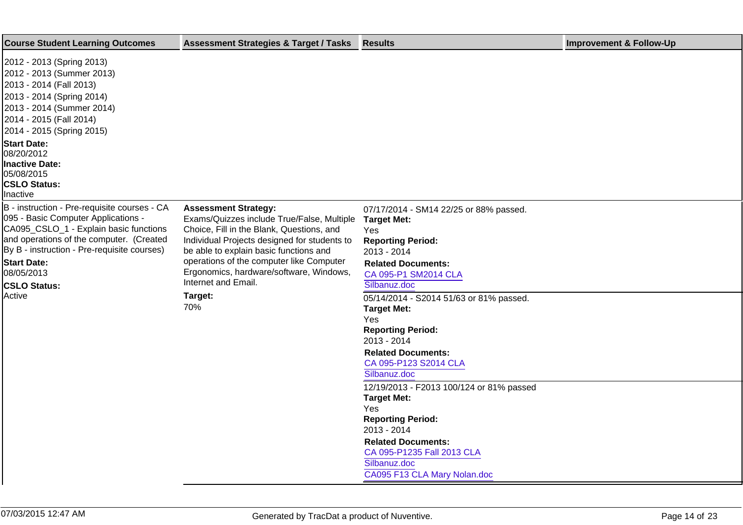| Course Student Learning Outcomes | Assessment Strategies & Target / Tasks | Results | Improvement & Follow-Up |
|---|---|---|---|
| 2012 - 2013 (Spring 2013)<br>2012 - 2013 (Summer 2013)<br>2013 - 2014 (Fall 2013)<br>2013 - 2014 (Spring 2014)<br>2013 - 2014 (Summer 2014)<br>2014 - 2015 (Fall 2014)<br>2014 - 2015 (Spring 2015)<br>**Start Date:**<br>08/20/2012<br>**Inactive Date:**<br>05/08/2015<br>**CSLO Status:**<br>Inactive | | | |
| B - instruction - Pre-requisite courses - CA 095 - Basic Computer Applications - CA095_CSLO_1 - Explain basic functions and operations of the computer. (Created By B - instruction - Pre-requisite courses)<br>**Start Date:**<br>08/05/2013<br>**CSLO Status:**<br>Active | **Assessment Strategy:**<br>Exams/Quizzes include True/False, Multiple Choice, Fill in the Blank, Questions, and Individual Projects designed for students to be able to explain basic functions and operations of the computer like Computer Ergonomics, hardware/software, Windows, Internet and Email.<br>**Target:**<br>70% | 07/17/2014 - SM14 22/25 or 88% passed.<br>**Target Met:**<br>Yes<br>**Reporting Period:**<br>2013 - 2014<br>**Related Documents:**<br>CA 095-P1 SM2014 CLA Silbanuz.doc | |
| | | 05/14/2014 - S2014 51/63 or 81% passed.<br>**Target Met:**<br>Yes<br>**Reporting Period:**<br>2013 - 2014<br>**Related Documents:**<br>CA 095-P123 S2014 CLA Silbanuz.doc | |
| | | 12/19/2013 - F2013 100/124 or 81% passed<br>**Target Met:**<br>Yes<br>**Reporting Period:**<br>2013 - 2014<br>**Related Documents:**<br>CA 095-P1235 Fall 2013 CLA Silbanuz.doc<br>CA095 F13 CLA Mary Nolan.doc | |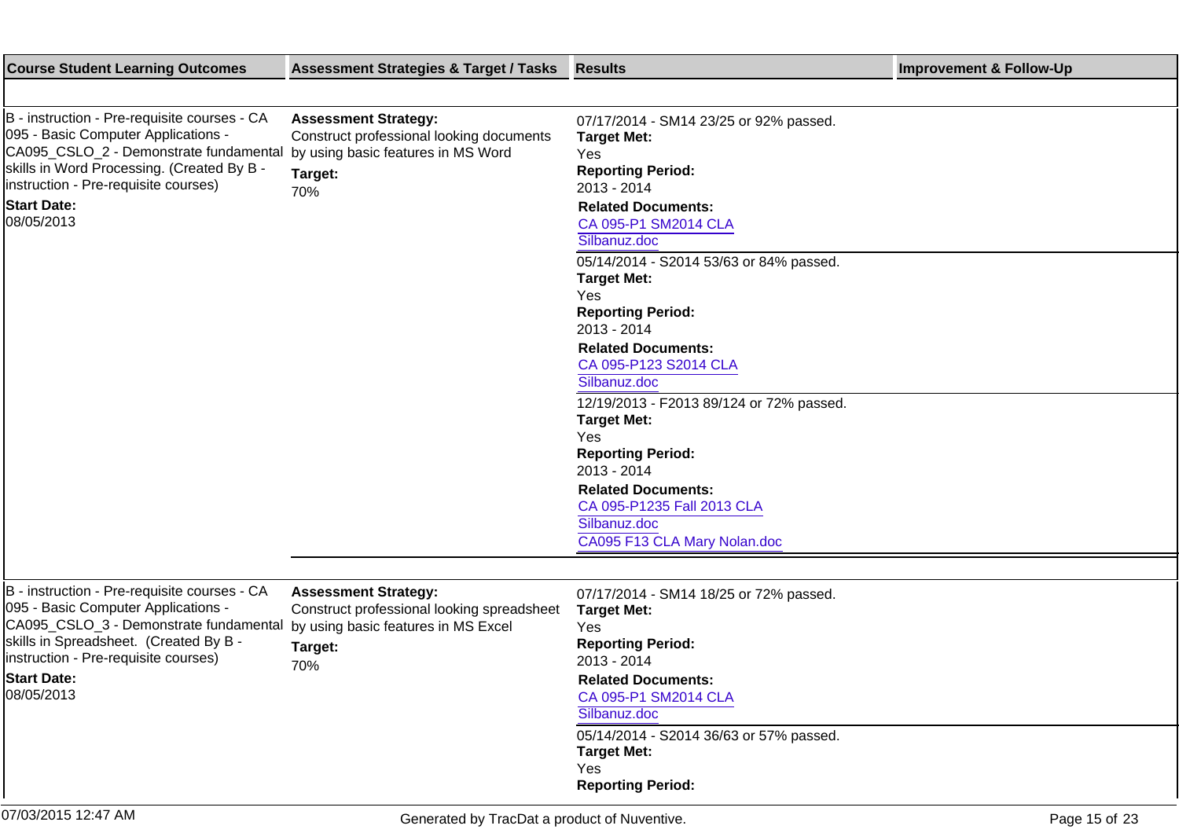| Course Student Learning Outcomes | Assessment Strategies & Target / Tasks | Results | Improvement & Follow-Up |
|---|---|---|---|
| B - instruction - Pre-requisite courses - CA 095 - Basic Computer Applications - CA095_CSLO_2 - Demonstrate fundamental skills in Word Processing. (Created By B - instruction - Pre-requisite courses)<br>**Start Date:**<br>08/05/2013 | **Assessment Strategy:**<br>Construct professional looking documents by using basic features in MS Word<br>**Target:**<br>70% | 07/17/2014 - SM14 23/25 or 92% passed.<br>**Target Met:**<br>Yes<br>**Reporting Period:**<br>2013 - 2014<br>**Related Documents:**<br>CA 095-P1 SM2014 CLA Silbanuz.doc | |
| | | 05/14/2014 - S2014 53/63 or 84% passed.<br>**Target Met:**<br>Yes<br>**Reporting Period:**<br>2013 - 2014<br>**Related Documents:**<br>CA 095-P123 S2014 CLA Silbanuz.doc | |
| | | 12/19/2013 - F2013 89/124 or 72% passed.<br>**Target Met:**<br>Yes<br>**Reporting Period:**<br>2013 - 2014<br>**Related Documents:**<br>CA 095-P1235 Fall 2013 CLA Silbanuz.doc<br>CA095 F13 CLA Mary Nolan.doc | |
| B - instruction - Pre-requisite courses - CA 095 - Basic Computer Applications - CA095_CSLO_3 - Demonstrate fundamental skills in Spreadsheet. (Created By B - instruction - Pre-requisite courses)<br>**Start Date:**<br>08/05/2013 | **Assessment Strategy:**<br>Construct professional looking spreadsheet by using basic features in MS Excel<br>**Target:**<br>70% | 07/17/2014 - SM14 18/25 or 72% passed.<br>**Target Met:**<br>Yes<br>**Reporting Period:**<br>2013 - 2014<br>**Related Documents:**<br>CA 095-P1 SM2014 CLA Silbanuz.doc | |
| | | 05/14/2014 - S2014 36/63 or 57% passed.<br>**Target Met:**<br>Yes<br>**Reporting Period:** | |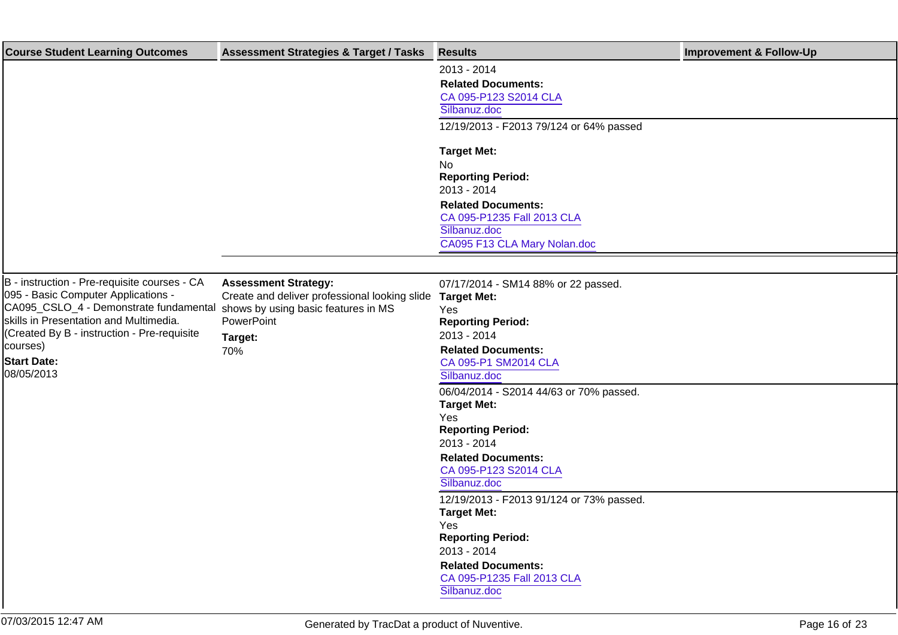| Course Student Learning Outcomes | Assessment Strategies & Target / Tasks | Results | Improvement & Follow-Up |
|---|---|---|---|
| | | 2013 - 2014<br>**Related Documents:**<br>CA 095-P123 S2014 CLA Silbanuz.doc | |
| | | 12/19/2013 - F2013 79/124 or 64% passed<br><br>**Target Met:**<br>No<br>**Reporting Period:**<br>2013 - 2014<br>**Related Documents:**<br>CA 095-P1235 Fall 2013 CLA Silbanuz.doc<br>CA095 F13 CLA Mary Nolan.doc | |
| B - instruction - Pre-requisite courses - CA 095 - Basic Computer Applications - CA095_CSLO_4 - Demonstrate fundamental skills in Presentation and Multimedia. (Created By B - instruction - Pre-requisite courses)<br>**Start Date:**<br>08/05/2013 | **Assessment Strategy:**<br>Create and deliver professional looking slide shows by using basic features in MS PowerPoint<br>**Target:**<br>70% | 07/17/2014 - SM14 88% or 22 passed.<br>**Target Met:**<br>Yes<br>**Reporting Period:**<br>2013 - 2014<br>**Related Documents:**<br>CA 095-P1 SM2014 CLA Silbanuz.doc | |
| | | 06/04/2014 - S2014 44/63 or 70% passed.<br>**Target Met:**<br>Yes<br>**Reporting Period:**<br>2013 - 2014<br>**Related Documents:**<br>CA 095-P123 S2014 CLA Silbanuz.doc | |
| | | 12/19/2013 - F2013 91/124 or 73% passed.<br>**Target Met:**<br>Yes<br>**Reporting Period:**<br>2013 - 2014<br>**Related Documents:**<br>CA 095-P1235 Fall 2013 CLA Silbanuz.doc | |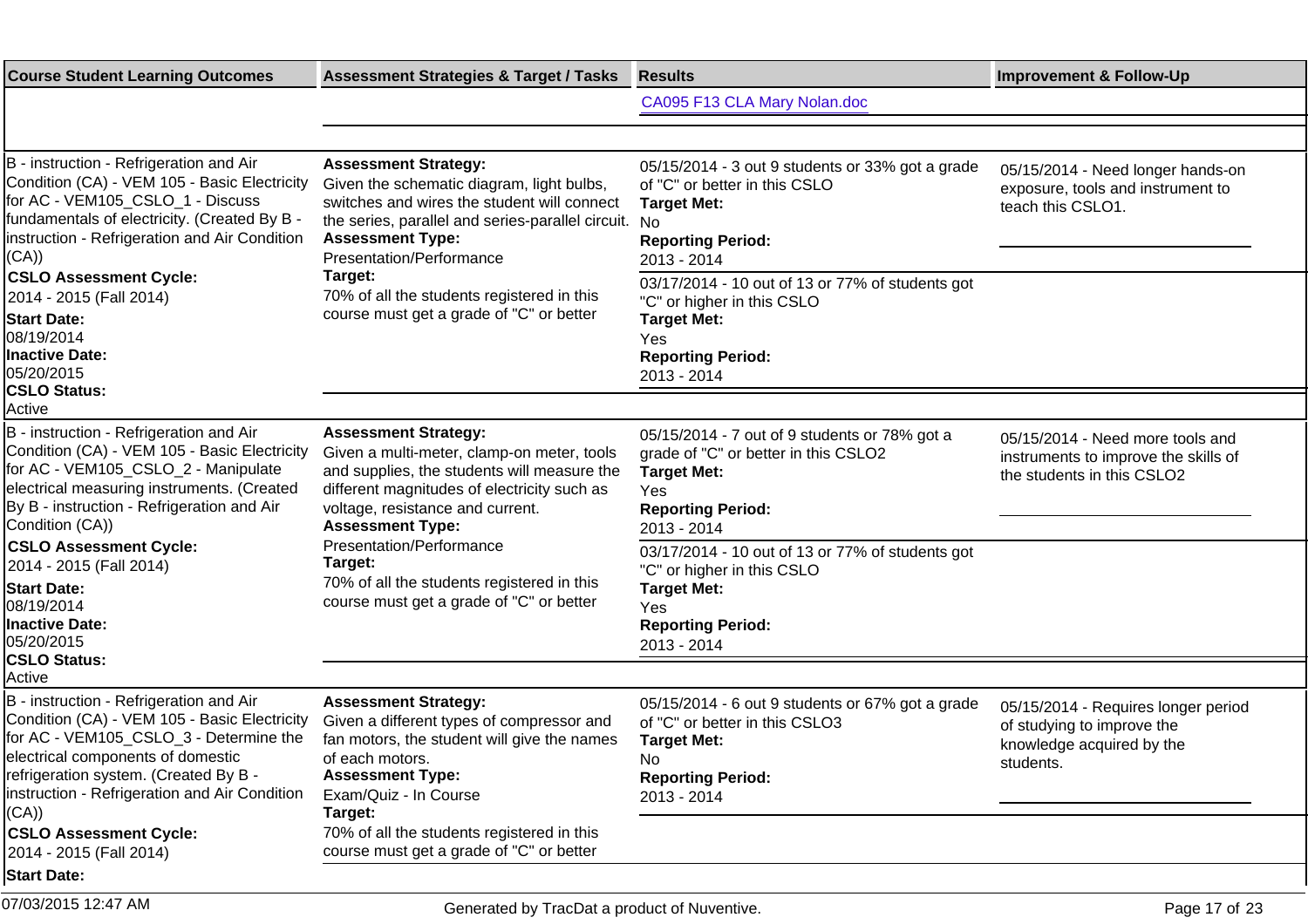| Course Student Learning Outcomes | Assessment Strategies & Target / Tasks | Results | Improvement & Follow-Up |
|---|---|---|---|
| | | CA095 F13 CLA Mary Nolan.doc | |
| B - instruction - Refrigeration and Air Condition (CA) - VEM 105 - Basic Electricity for AC - VEM105_CSLO_1 - Discuss fundamentals of electricity. (Created By B - instruction - Refrigeration and Air Condition (CA))<br>**CSLO Assessment Cycle:**<br>2014 - 2015 (Fall 2014)<br>**Start Date:**<br>08/19/2014<br>**Inactive Date:**<br>05/20/2015<br>**CSLO Status:**<br>Active | **Assessment Strategy:**<br>Given the schematic diagram, light bulbs, switches and wires the student will connect the series, parallel and series-parallel circuit.<br>**Assessment Type:**<br>Presentation/Performance<br>**Target:**<br>70% of all the students registered in this course must get a grade of "C" or better | 05/15/2014 - 3 out 9 students or 33% got a grade of "C" or better in this CSLO<br>**Target Met:**<br>No<br>**Reporting Period:**<br>2013 - 2014 | 05/15/2014 - Need longer hands-on exposure, tools and instrument to teach this CSLO1. |
| | | 03/17/2014 - 10 out of 13 or 77% of students got "C" or higher in this CSLO<br>**Target Met:**<br>Yes<br>**Reporting Period:**<br>2013 - 2014 | |
| B - instruction - Refrigeration and Air Condition (CA) - VEM 105 - Basic Electricity for AC - VEM105_CSLO_2 - Manipulate electrical measuring instruments. (Created By B - instruction - Refrigeration and Air Condition (CA))<br>**CSLO Assessment Cycle:**<br>2014 - 2015 (Fall 2014)<br>**Start Date:**<br>08/19/2014<br>**Inactive Date:**<br>05/20/2015<br>**CSLO Status:**<br>Active | **Assessment Strategy:**<br>Given a multi-meter, clamp-on meter, tools and supplies, the students will measure the different magnitudes of electricity such as voltage, resistance and current.<br>**Assessment Type:**<br>Presentation/Performance<br>**Target:**<br>70% of all the students registered in this course must get a grade of "C" or better | 05/15/2014 - 7 out of 9 students or 78% got a grade of "C" or better in this CSLO2<br>**Target Met:**<br>Yes<br>**Reporting Period:**<br>2013 - 2014 | 05/15/2014 - Need more tools and instruments to improve the skills of the students in this CSLO2 |
| | | 03/17/2014 - 10 out of 13 or 77% of students got "C" or higher in this CSLO<br>**Target Met:**<br>Yes<br>**Reporting Period:**<br>2013 - 2014 | |
| B - instruction - Refrigeration and Air Condition (CA) - VEM 105 - Basic Electricity for AC - VEM105_CSLO_3 - Determine the electrical components of domestic refrigeration system. (Created By B - instruction - Refrigeration and Air Condition (CA))<br>**CSLO Assessment Cycle:**<br>2014 - 2015 (Fall 2014)<br>**Start Date:** | **Assessment Strategy:**<br>Given a different types of compressor and fan motors, the student will give the names of each motors.<br>**Assessment Type:**<br>Exam/Quiz - In Course<br>**Target:**<br>70% of all the students registered in this course must get a grade of "C" or better | 05/15/2014 - 6 out 9 students or 67% got a grade of "C" or better in this CSLO3<br>**Target Met:**<br>No<br>**Reporting Period:**<br>2013 - 2014 | 05/15/2014 - Requires longer period of studying to improve the knowledge acquired by the students. |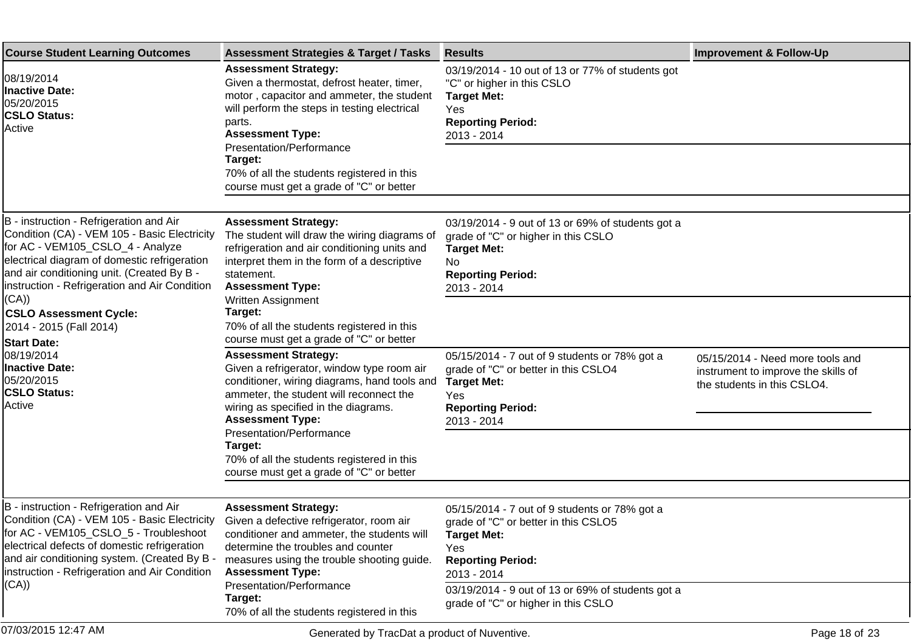| Course Student Learning Outcomes | Assessment Strategies & Target / Tasks | Results | Improvement & Follow-Up |
|---|---|---|---|
| 08/19/2014<br>**Inactive Date:**<br>05/20/2015<br>**CSLO Status:**<br>Active | **Assessment Strategy:**<br>Given a thermostat, defrost heater, timer, motor , capacitor and ammeter, the student will perform the steps in testing electrical parts.<br>**Assessment Type:**<br>Presentation/Performance<br>**Target:**<br>70% of all the students registered in this course must get a grade of "C" or better | 03/19/2014 - 10 out of 13 or 77% of students got "C" or higher in this CSLO<br>**Target Met:**<br>Yes<br>**Reporting Period:**<br>2013 - 2014 | |
| B - instruction - Refrigeration and Air Condition (CA) - VEM 105 - Basic Electricity for AC - VEM105_CSLO_4 - Analyze electrical diagram of domestic refrigeration and air conditioning unit. (Created By B - instruction - Refrigeration and Air Condition (CA))<br>**CSLO Assessment Cycle:**<br>2014 - 2015 (Fall 2014)<br>**Start Date:**<br>08/19/2014<br>**Inactive Date:**<br>05/20/2015<br>**CSLO Status:**<br>Active | **Assessment Strategy:**<br>The student will draw the wiring diagrams of refrigeration and air conditioning units and interpret them in the form of a descriptive statement.<br>**Assessment Type:**<br>Written Assignment<br>**Target:**<br>70% of all the students registered in this course must get a grade of "C" or better | 03/19/2014 - 9 out of 13 or 69% of students got a grade of "C" or higher in this CSLO<br>**Target Met:**<br>No<br>**Reporting Period:**<br>2013 - 2014 | |
| | **Assessment Strategy:**<br>Given a refrigerator, window type room air conditioner, wiring diagrams, hand tools and ammeter, the student will reconnect the wiring as specified in the diagrams.<br>**Assessment Type:**<br>Presentation/Performance<br>**Target:**<br>70% of all the students registered in this course must get a grade of "C" or better | 05/15/2014 - 7 out of 9 students or 78% got a grade of "C" or better in this CSLO4<br>**Target Met:**<br>Yes<br>**Reporting Period:**<br>2013 - 2014 | 05/15/2014 - Need more tools and instrument to improve the skills of the students in this CSLO4. |
| B - instruction - Refrigeration and Air Condition (CA) - VEM 105 - Basic Electricity for AC - VEM105_CSLO_5 - Troubleshoot electrical defects of domestic refrigeration and air conditioning system. (Created By B - instruction - Refrigeration and Air Condition (CA)) | **Assessment Strategy:**<br>Given a defective refrigerator, room air conditioner and ammeter, the students will determine the troubles and counter measures using the trouble shooting guide.<br>**Assessment Type:**<br>Presentation/Performance<br>**Target:**<br>70% of all the students registered in this | 05/15/2014 - 7 out of 9 students or 78% got a grade of "C" or better in this CSLO5<br>**Target Met:**<br>Yes<br>**Reporting Period:**<br>2013 - 2014<br><br>03/19/2014 - 9 out of 13 or 69% of students got a grade of "C" or higher in this CSLO | |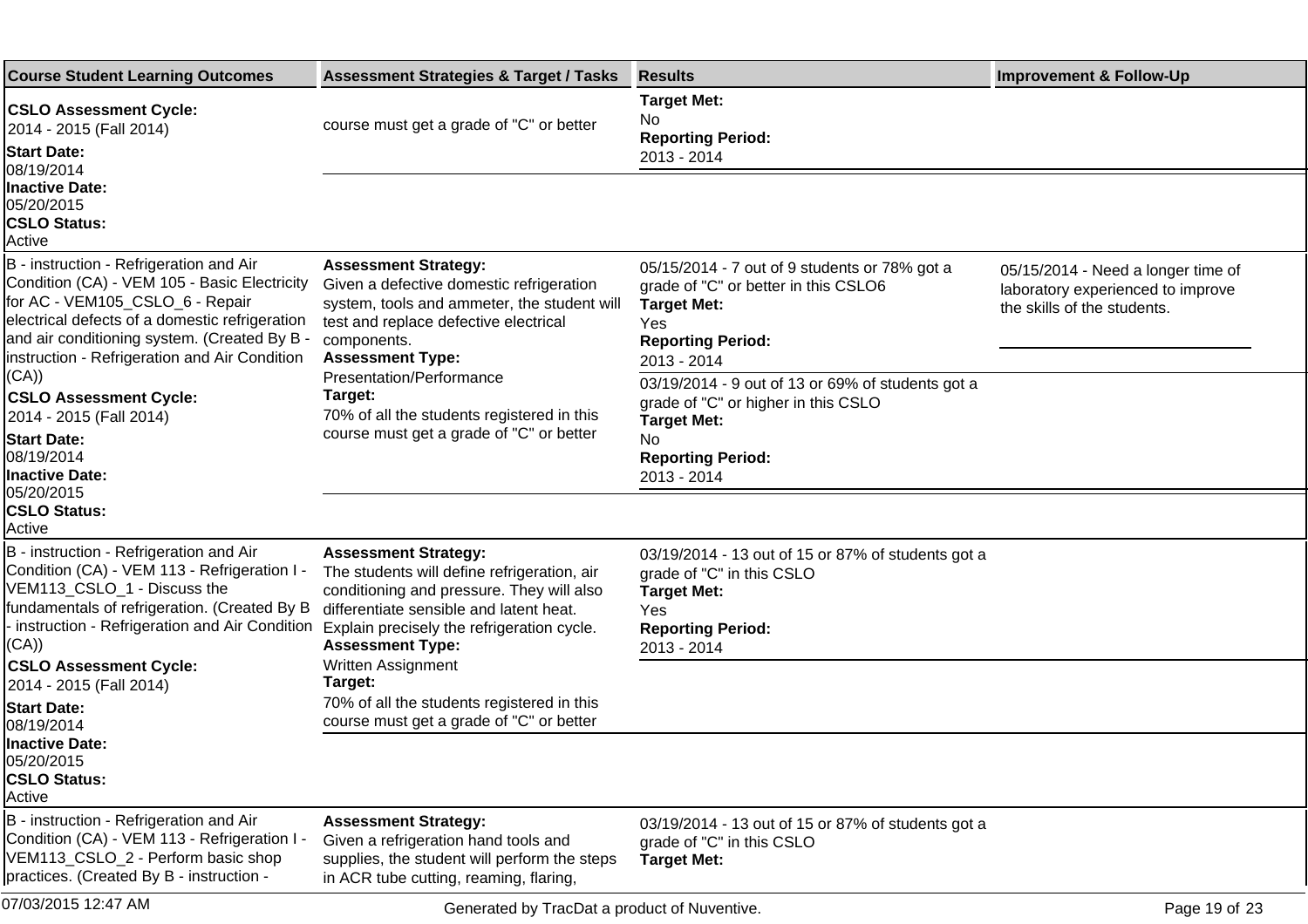| Course Student Learning Outcomes | Assessment Strategies & Target / Tasks | Results | Improvement & Follow-Up |
| --- | --- | --- | --- |
| **CSLO Assessment Cycle:** 2014 - 2015 (Fall 2014) **Start Date:** 08/19/2014 **Inactive Date:** 05/20/2015 **CSLO Status:** Active | course must get a grade of "C" or better | **Target Met:** No **Reporting Period:** 2013 - 2014 | |
| B - instruction - Refrigeration and Air Condition (CA) - VEM 105 - Basic Electricity for AC - VEM105_CSLO_6 - Repair electrical defects of a domestic refrigeration and air conditioning system. (Created By B - instruction - Refrigeration and Air Condition (CA)) **CSLO Assessment Cycle:** 2014 - 2015 (Fall 2014) **Start Date:** 08/19/2014 **Inactive Date:** 05/20/2015 **CSLO Status:** Active | **Assessment Strategy:** Given a defective domestic refrigeration system, tools and ammeter, the student will test and replace defective electrical components. **Assessment Type:** Presentation/Performance **Target:** 70% of all the students registered in this course must get a grade of "C" or better | 05/15/2014 - 7 out of 9 students or 78% got a grade of "C" or better in this CSLO6 **Target Met:** Yes **Reporting Period:** 2013 - 2014 | 05/15/2014 - Need a longer time of laboratory experienced to improve the skills of the students. |
| | | 03/19/2014 - 9 out of 13 or 69% of students got a grade of "C" or higher in this CSLO **Target Met:** No **Reporting Period:** 2013 - 2014 | |
| B - instruction - Refrigeration and Air Condition (CA) - VEM 113 - Refrigeration I - VEM113_CSLO_1 - Discuss the fundamentals of refrigeration. (Created By B - instruction - Refrigeration and Air Condition (CA)) **CSLO Assessment Cycle:** 2014 - 2015 (Fall 2014) **Start Date:** 08/19/2014 **Inactive Date:** 05/20/2015 **CSLO Status:** Active | **Assessment Strategy:** The students will define refrigeration, air conditioning and pressure. They will also differentiate sensible and latent heat. Explain precisely the refrigeration cycle. **Assessment Type:** Written Assignment **Target:** 70% of all the students registered in this course must get a grade of "C" or better | 03/19/2014 - 13 out of 15 or 87% of students got a grade of "C" in this CSLO **Target Met:** Yes **Reporting Period:** 2013 - 2014 | |
| B - instruction - Refrigeration and Air Condition (CA) - VEM 113 - Refrigeration I - VEM113_CSLO_2 - Perform basic shop practices. (Created By B - instruction - | **Assessment Strategy:** Given a refrigeration hand tools and supplies, the student will perform the steps in ACR tube cutting, reaming, flaring, | 03/19/2014 - 13 out of 15 or 87% of students got a grade of "C" in this CSLO **Target Met:** | |

07/03/2015 12:47 AM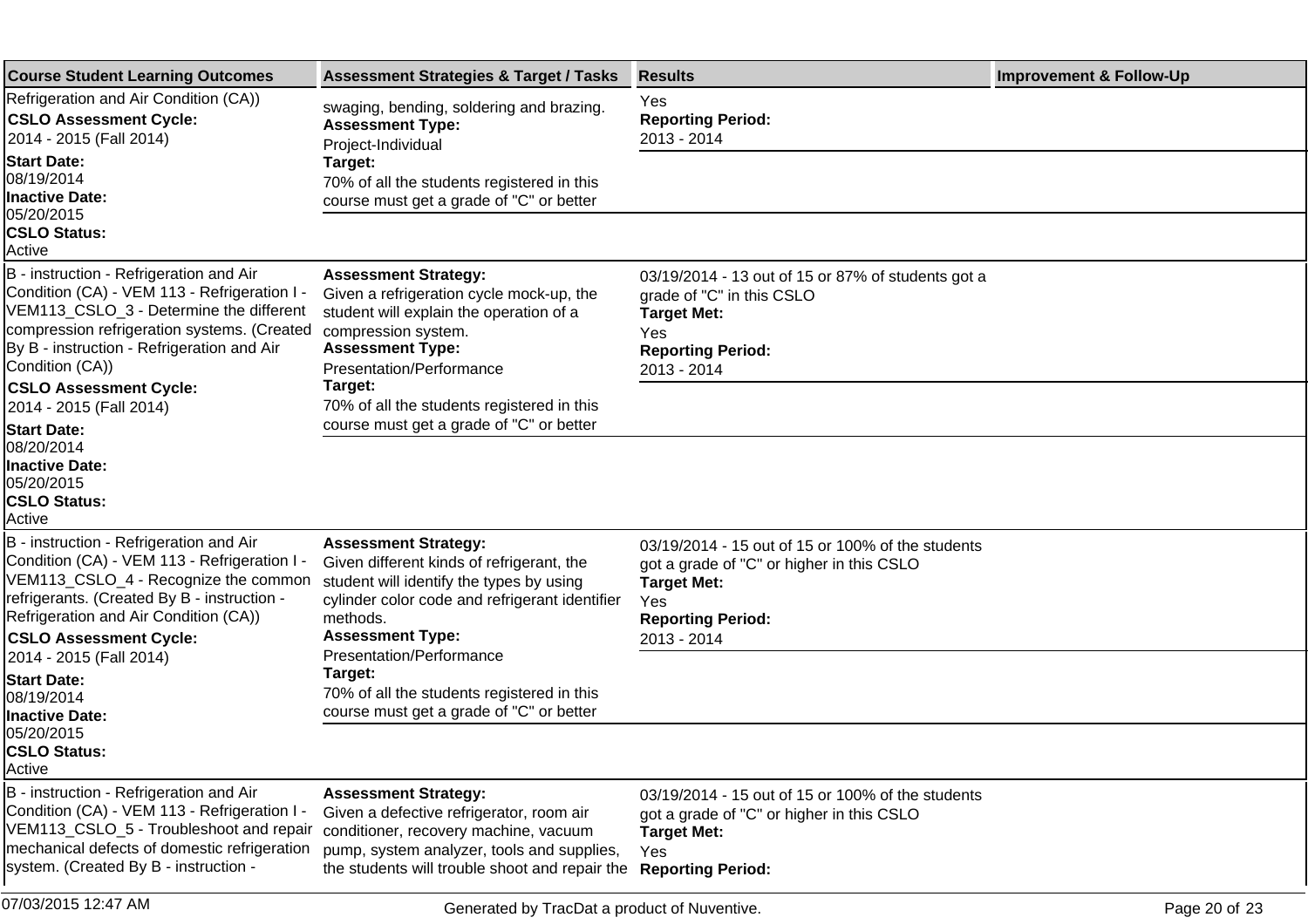| Course Student Learning Outcomes | Assessment Strategies & Target / Tasks | Results | Improvement & Follow-Up |
|---|---|---|---|
| Refrigeration and Air Condition (CA))<br>**CSLO Assessment Cycle:**<br>2014 - 2015 (Fall 2014)<br>**Start Date:**<br>08/19/2014<br>**Inactive Date:**<br>05/20/2015<br>**CSLO Status:**<br>Active | swaging, bending, soldering and brazing.<br>**Assessment Type:**<br>Project-Individual<br>**Target:**<br>70% of all the students registered in this course must get a grade of "C" or better | Yes<br>**Reporting Period:**<br>2013 - 2014 | |
| B - instruction - Refrigeration and Air Condition (CA) - VEM 113 - Refrigeration I - VEM113_CSLO_3 - Determine the different compression refrigeration systems. (Created By B - instruction - Refrigeration and Air Condition (CA))<br>**CSLO Assessment Cycle:**<br>2014 - 2015 (Fall 2014)<br>**Start Date:**<br>08/20/2014<br>**Inactive Date:**<br>05/20/2015<br>**CSLO Status:**<br>Active | **Assessment Strategy:**<br>Given a refrigeration cycle mock-up, the student will explain the operation of a compression system.<br>**Assessment Type:**<br>Presentation/Performance<br>**Target:**<br>70% of all the students registered in this course must get a grade of "C" or better | 03/19/2014 - 13 out of 15 or 87% of students got a grade of "C" in this CSLO<br>**Target Met:**<br>Yes<br>**Reporting Period:**<br>2013 - 2014 | |
| B - instruction - Refrigeration and Air Condition (CA) - VEM 113 - Refrigeration I - VEM113_CSLO_4 - Recognize the common refrigerants. (Created By B - instruction - Refrigeration and Air Condition (CA))<br>**CSLO Assessment Cycle:**<br>2014 - 2015 (Fall 2014)<br>**Start Date:**<br>08/19/2014<br>**Inactive Date:**<br>05/20/2015<br>**CSLO Status:**<br>Active | **Assessment Strategy:**<br>Given different kinds of refrigerant, the student will identify the types by using cylinder color code and refrigerant identifier methods.<br>**Assessment Type:**<br>Presentation/Performance<br>**Target:**<br>70% of all the students registered in this course must get a grade of "C" or better | 03/19/2014 - 15 out of 15 or 100% of the students got a grade of "C" or higher in this CSLO<br>**Target Met:**<br>Yes<br>**Reporting Period:**<br>2013 - 2014 | |
| B - instruction - Refrigeration and Air Condition (CA) - VEM 113 - Refrigeration I - VEM113_CSLO_5 - Troubleshoot and repair mechanical defects of domestic refrigeration system. (Created By B - instruction - | **Assessment Strategy:**<br>Given a defective refrigerator, room air conditioner, recovery machine, vacuum pump, system analyzer, tools and supplies, the students will trouble shoot and repair the | 03/19/2014 - 15 out of 15 or 100% of the students got a grade of "C" or higher in this CSLO<br>**Target Met:**<br>Yes<br>**Reporting Period:** | |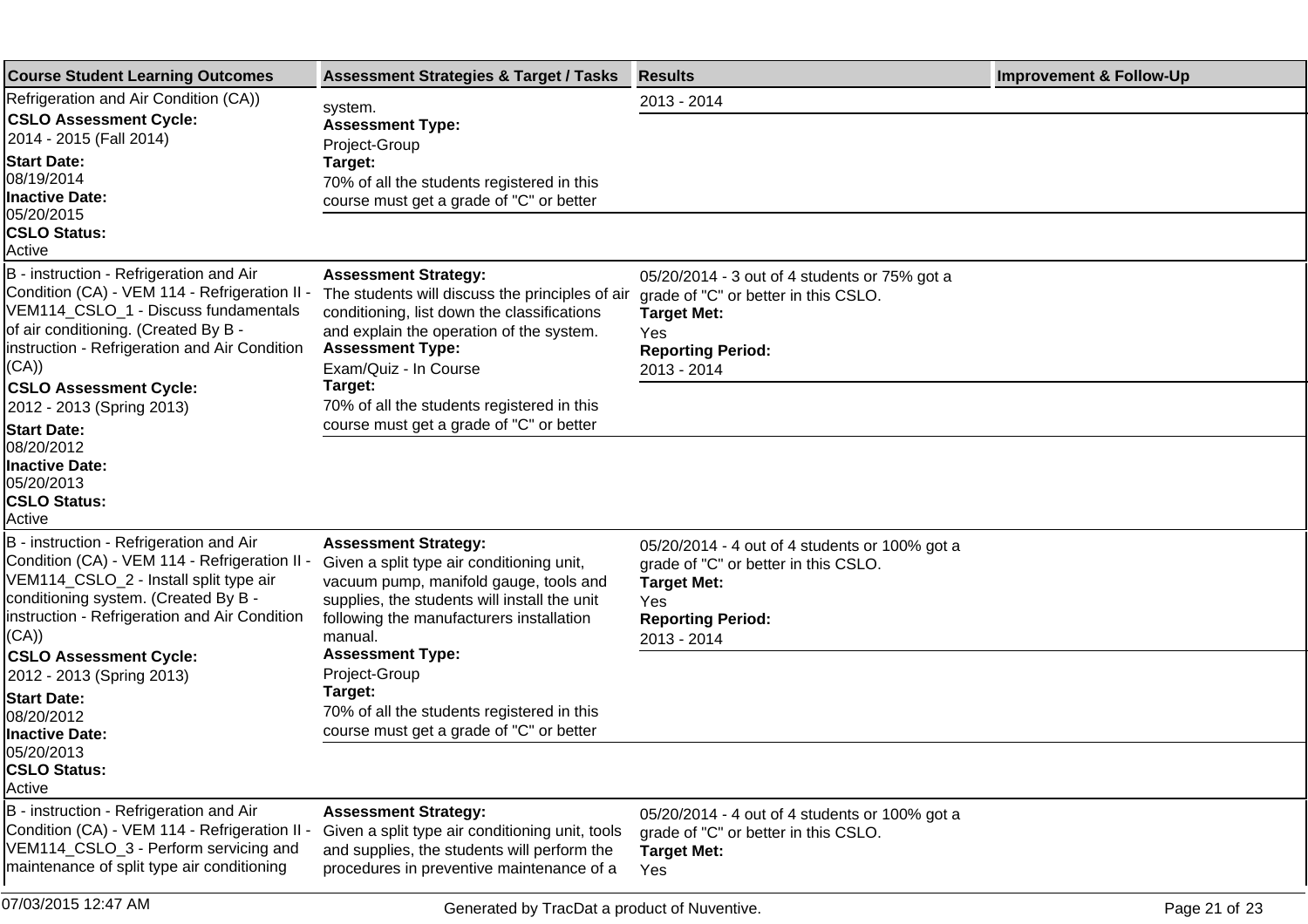| Course Student Learning Outcomes | Assessment Strategies & Target / Tasks | Results | Improvement & Follow-Up |
|---|---|---|---|
| Refrigeration and Air Condition (CA))<br>**CSLO Assessment Cycle:**<br>2014 - 2015 (Fall 2014)<br>**Start Date:**<br>08/19/2014<br>**Inactive Date:**<br>05/20/2015<br>**CSLO Status:**<br>Active | system.<br>**Assessment Type:**<br>Project-Group<br>**Target:**<br>70% of all the students registered in this course must get a grade of "C" or better | 2013 - 2014 | |
| B - instruction - Refrigeration and Air Condition (CA) - VEM 114 - Refrigeration II - VEM114_CSLO_1 - Discuss fundamentals of air conditioning. (Created By B - instruction - Refrigeration and Air Condition (CA))<br>**CSLO Assessment Cycle:**<br>2012 - 2013 (Spring 2013)<br>**Start Date:**<br>08/20/2012<br>**Inactive Date:**<br>05/20/2013<br>**CSLO Status:**<br>Active | **Assessment Strategy:**<br>The students will discuss the principles of air conditioning, list down the classifications and explain the operation of the system.<br>**Assessment Type:**<br>Exam/Quiz - In Course<br>**Target:**<br>70% of all the students registered in this course must get a grade of "C" or better | 05/20/2014 - 3 out of 4 students or 75% got a grade of "C" or better in this CSLO.<br>**Target Met:**<br>Yes<br>**Reporting Period:**<br>2013 - 2014 | |
| B - instruction - Refrigeration and Air Condition (CA) - VEM 114 - Refrigeration II - VEM114_CSLO_2 - Install split type air conditioning system. (Created By B - instruction - Refrigeration and Air Condition (CA))<br>**CSLO Assessment Cycle:**<br>2012 - 2013 (Spring 2013)<br>**Start Date:**<br>08/20/2012<br>**Inactive Date:**<br>05/20/2013<br>**CSLO Status:**<br>Active | **Assessment Strategy:**<br>Given a split type air conditioning unit, vacuum pump, manifold gauge, tools and supplies, the students will install the unit following the manufacturers installation manual.<br>**Assessment Type:**<br>Project-Group<br>**Target:**<br>70% of all the students registered in this course must get a grade of "C" or better | 05/20/2014 - 4 out of 4 students or 100% got a grade of "C" or better in this CSLO.<br>**Target Met:**<br>Yes<br>**Reporting Period:**<br>2013 - 2014 | |
| B - instruction - Refrigeration and Air Condition (CA) - VEM 114 - Refrigeration II - VEM114_CSLO_3 - Perform servicing and maintenance of split type air conditioning | **Assessment Strategy:**<br>Given a split type air conditioning unit, tools and supplies, the students will perform the procedures in preventive maintenance of a | 05/20/2014 - 4 out of 4 students or 100% got a grade of "C" or better in this CSLO.<br>**Target Met:**<br>Yes | |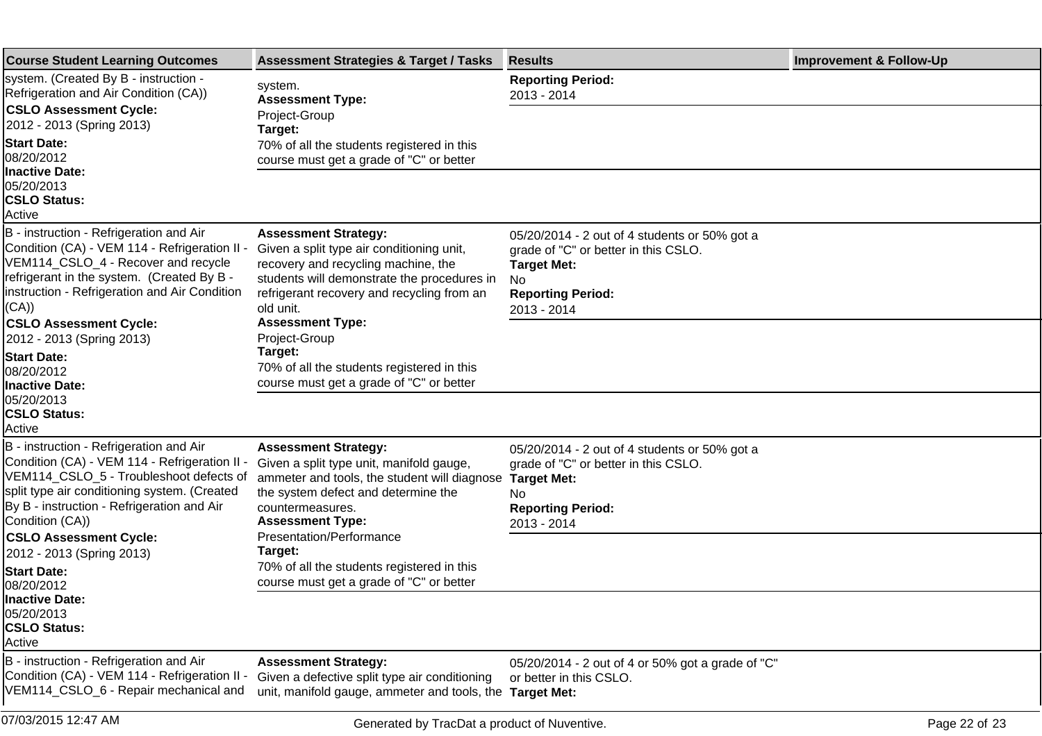| Course Student Learning Outcomes | Assessment Strategies & Target / Tasks | Results | Improvement & Follow-Up |
|---|---|---|---|
| system. (Created By B - instruction - Refrigeration and Air Condition (CA)) **CSLO Assessment Cycle:** 2012 - 2013 (Spring 2013) **Start Date:** 08/20/2012 **Inactive Date:** 05/20/2013 **CSLO Status:** Active | system. **Assessment Type:** Project-Group **Target:** 70% of all the students registered in this course must get a grade of "C" or better | **Reporting Period:** 2013 - 2014 | |
| B - instruction - Refrigeration and Air Condition (CA) - VEM 114 - Refrigeration II - VEM114_CSLO_4 - Recover and recycle refrigerant in the system. (Created By B - instruction - Refrigeration and Air Condition (CA)) **CSLO Assessment Cycle:** 2012 - 2013 (Spring 2013) **Start Date:** 08/20/2012 **Inactive Date:** 05/20/2013 **CSLO Status:** Active | **Assessment Strategy:** Given a split type air conditioning unit, recovery and recycling machine, the students will demonstrate the procedures in refrigerant recovery and recycling from an old unit. **Assessment Type:** Project-Group **Target:** 70% of all the students registered in this course must get a grade of "C" or better | 05/20/2014 - 2 out of 4 students or 50% got a grade of "C" or better in this CSLO. **Target Met:** No **Reporting Period:** 2013 - 2014 | |
| B - instruction - Refrigeration and Air Condition (CA) - VEM 114 - Refrigeration II - VEM114_CSLO_5 - Troubleshoot defects of split type air conditioning system. (Created By B - instruction - Refrigeration and Air Condition (CA)) **CSLO Assessment Cycle:** 2012 - 2013 (Spring 2013) **Start Date:** 08/20/2012 **Inactive Date:** 05/20/2013 **CSLO Status:** Active | **Assessment Strategy:** Given a split type unit, manifold gauge, ammeter and tools, the student will diagnose the system defect and determine the countermeasures. **Assessment Type:** Presentation/Performance **Target:** 70% of all the students registered in this course must get a grade of "C" or better | 05/20/2014 - 2 out of 4 students or 50% got a grade of "C" or better in this CSLO. **Target Met:** No **Reporting Period:** 2013 - 2014 | |
| B - instruction - Refrigeration and Air Condition (CA) - VEM 114 - Refrigeration II - VEM114_CSLO_6 - Repair mechanical and | **Assessment Strategy:** Given a defective split type air conditioning unit, manifold gauge, ammeter and tools, the | 05/20/2014 - 2 out of 4 or 50% got a grade of "C" or better in this CSLO. **Target Met:** | |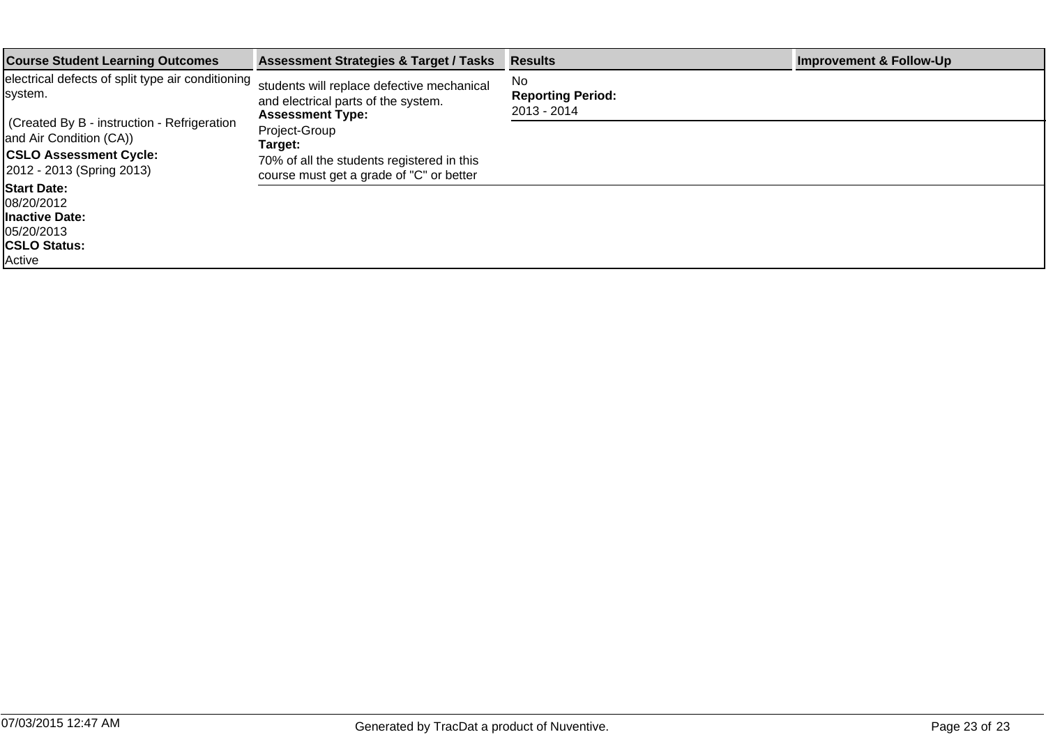| Course Student Learning Outcomes | Assessment Strategies & Target / Tasks | Results | Improvement & Follow-Up |
|---|---|---|---|
| electrical defects of split type air conditioning system.<br><br>(Created By B - instruction - Refrigeration and Air Condition (CA))<br>**CSLO Assessment Cycle:**<br>2012 - 2013 (Spring 2013)<br>**Start Date:**<br>08/20/2012<br>**Inactive Date:**<br>05/20/2013<br>**CSLO Status:**<br>Active | students will replace defective mechanical and electrical parts of the system.<br>**Assessment Type:**<br>Project-Group<br>**Target:**<br>70% of all the students registered in this course must get a grade of "C" or better | No<br>**Reporting Period:**<br>2013 - 2014 | |